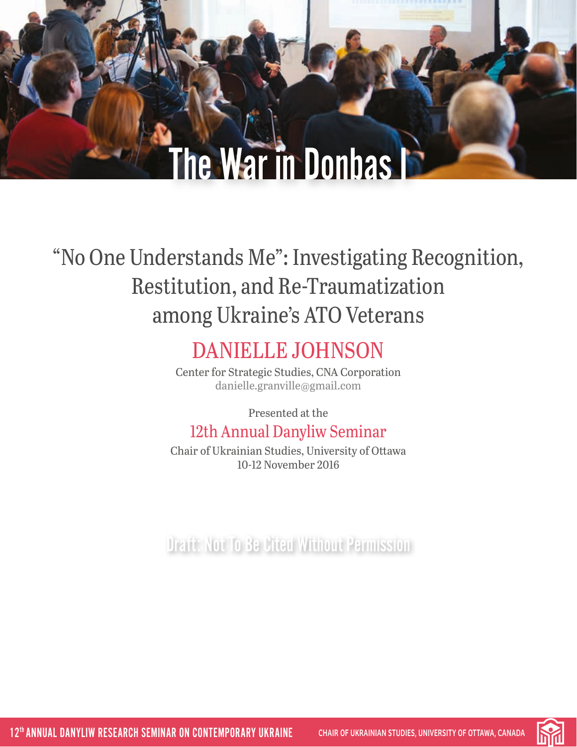# The War in Donbas I

## "No One Understands Me": Investigating Recognition, Restitution, and Re-Traumatization among Ukraine's ATO Veterans

**DANIELLE JOHNSON**

Center for Strategic Studies, CNA Corporation
danielle.granville@gmail.com

Presented at the

12th Annual Danyliw Seminar

Chair of Ukrainian Studies, University of Ottawa
10-12 November 2016

Draft: Not To Be Cited Without Permission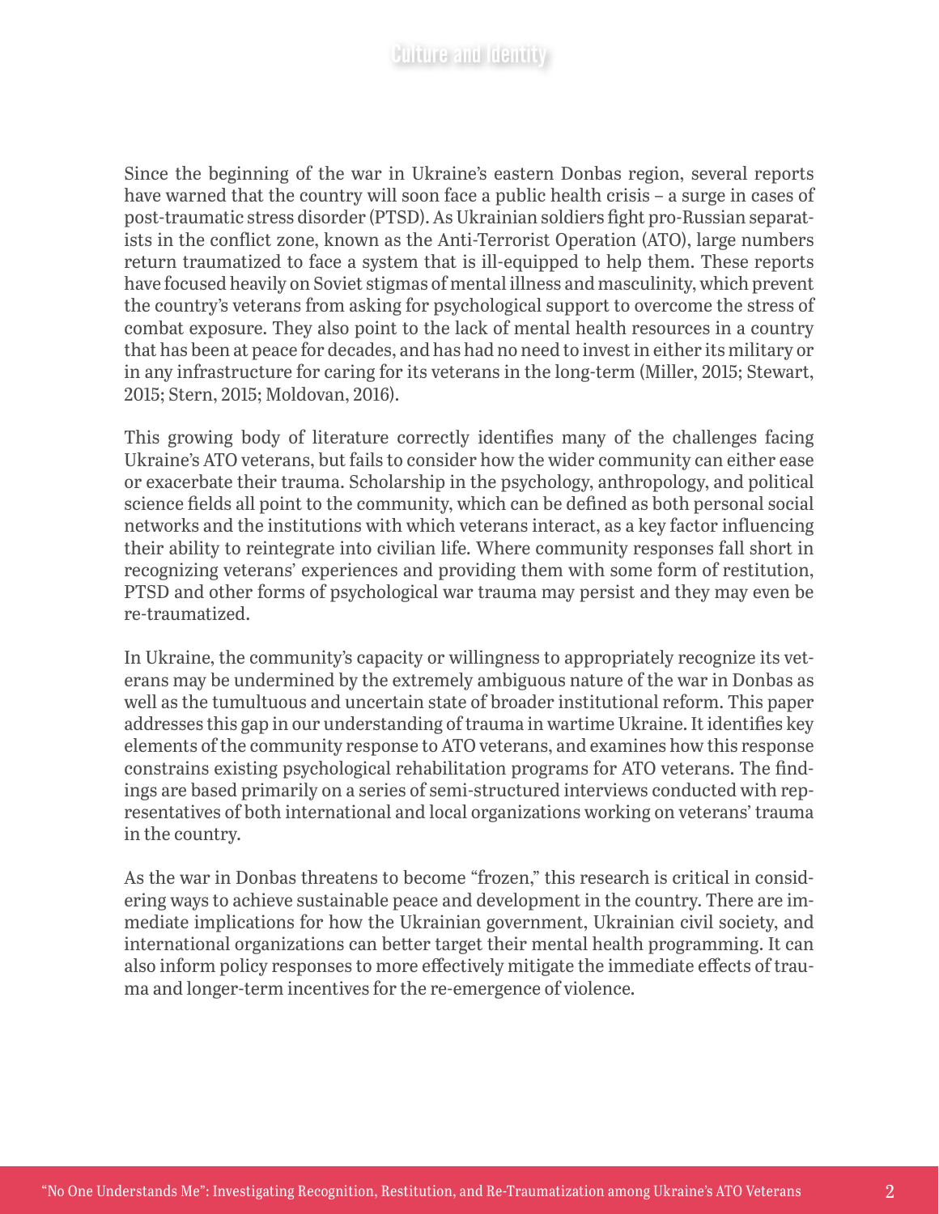Since the beginning of the war in Ukraine's eastern Donbas region, several reports have warned that the country will soon face a public health crisis – a surge in cases of post-traumatic stress disorder (PTSD). As Ukrainian soldiers fight pro-Russian separatists in the conflict zone, known as the Anti-Terrorist Operation (ATO), large numbers return traumatized to face a system that is ill-equipped to help them. These reports have focused heavily on Soviet stigmas of mental illness and masculinity, which prevent the country's veterans from asking for psychological support to overcome the stress of combat exposure. They also point to the lack of mental health resources in a country that has been at peace for decades, and has had no need to invest in either its military or in any infrastructure for caring for its veterans in the long-term (Miller, 2015; Stewart, 2015; Stern, 2015; Moldovan, 2016).

This growing body of literature correctly identifies many of the challenges facing Ukraine's ATO veterans, but fails to consider how the wider community can either ease or exacerbate their trauma. Scholarship in the psychology, anthropology, and political science fields all point to the community, which can be defined as both personal social networks and the institutions with which veterans interact, as a key factor influencing their ability to reintegrate into civilian life. Where community responses fall short in recognizing veterans' experiences and providing them with some form of restitution, PTSD and other forms of psychological war trauma may persist and they may even be re-traumatized.

In Ukraine, the community's capacity or willingness to appropriately recognize its veterans may be undermined by the extremely ambiguous nature of the war in Donbas as well as the tumultuous and uncertain state of broader institutional reform. This paper addresses this gap in our understanding of trauma in wartime Ukraine. It identifies key elements of the community response to ATO veterans, and examines how this response constrains existing psychological rehabilitation programs for ATO veterans. The findings are based primarily on a series of semi-structured interviews conducted with representatives of both international and local organizations working on veterans' trauma in the country.

As the war in Donbas threatens to become "frozen," this research is critical in considering ways to achieve sustainable peace and development in the country. There are immediate implications for how the Ukrainian government, Ukrainian civil society, and international organizations can better target their mental health programming. It can also inform policy responses to more effectively mitigate the immediate effects of trauma and longer-term incentives for the re-emergence of violence.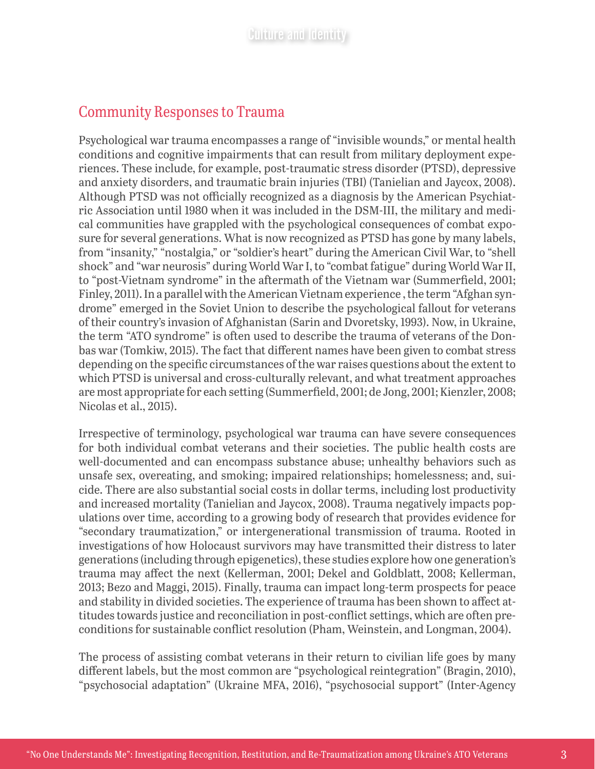## Community Responses to Trauma

Psychological war trauma encompasses a range of "invisible wounds," or mental health conditions and cognitive impairments that can result from military deployment experiences. These include, for example, post-traumatic stress disorder (PTSD), depressive and anxiety disorders, and traumatic brain injuries (TBI) (Tanielian and Jaycox, 2008). Although PTSD was not officially recognized as a diagnosis by the American Psychiatric Association until 1980 when it was included in the DSM-III, the military and medical communities have grappled with the psychological consequences of combat exposure for several generations. What is now recognized as PTSD has gone by many labels, from "insanity," "nostalgia," or "soldier's heart" during the American Civil War, to "shell shock" and "war neurosis" during World War I, to "combat fatigue" during World War II, to "post-Vietnam syndrome" in the aftermath of the Vietnam war (Summerfield, 2001; Finley, 2011). In a parallel with the American Vietnam experience , the term "Afghan syndrome" emerged in the Soviet Union to describe the psychological fallout for veterans of their country's invasion of Afghanistan (Sarin and Dvoretsky, 1993). Now, in Ukraine, the term "ATO syndrome" is often used to describe the trauma of veterans of the Donbas war (Tomkiw, 2015). The fact that different names have been given to combat stress depending on the specific circumstances of the war raises questions about the extent to which PTSD is universal and cross-culturally relevant, and what treatment approaches are most appropriate for each setting (Summerfield, 2001; de Jong, 2001; Kienzler, 2008; Nicolas et al., 2015).

Irrespective of terminology, psychological war trauma can have severe consequences for both individual combat veterans and their societies. The public health costs are well-documented and can encompass substance abuse; unhealthy behaviors such as unsafe sex, overeating, and smoking; impaired relationships; homelessness; and, suicide. There are also substantial social costs in dollar terms, including lost productivity and increased mortality (Tanielian and Jaycox, 2008). Trauma negatively impacts populations over time, according to a growing body of research that provides evidence for "secondary traumatization," or intergenerational transmission of trauma. Rooted in investigations of how Holocaust survivors may have transmitted their distress to later generations (including through epigenetics), these studies explore how one generation's trauma may affect the next (Kellerman, 2001; Dekel and Goldblatt, 2008; Kellerman, 2013; Bezo and Maggi, 2015). Finally, trauma can impact long-term prospects for peace and stability in divided societies. The experience of trauma has been shown to affect attitudes towards justice and reconciliation in post-conflict settings, which are often preconditions for sustainable conflict resolution (Pham, Weinstein, and Longman, 2004).

The process of assisting combat veterans in their return to civilian life goes by many different labels, but the most common are "psychological reintegration" (Bragin, 2010), "psychosocial adaptation" (Ukraine MFA, 2016), "psychosocial support" (Inter-Agency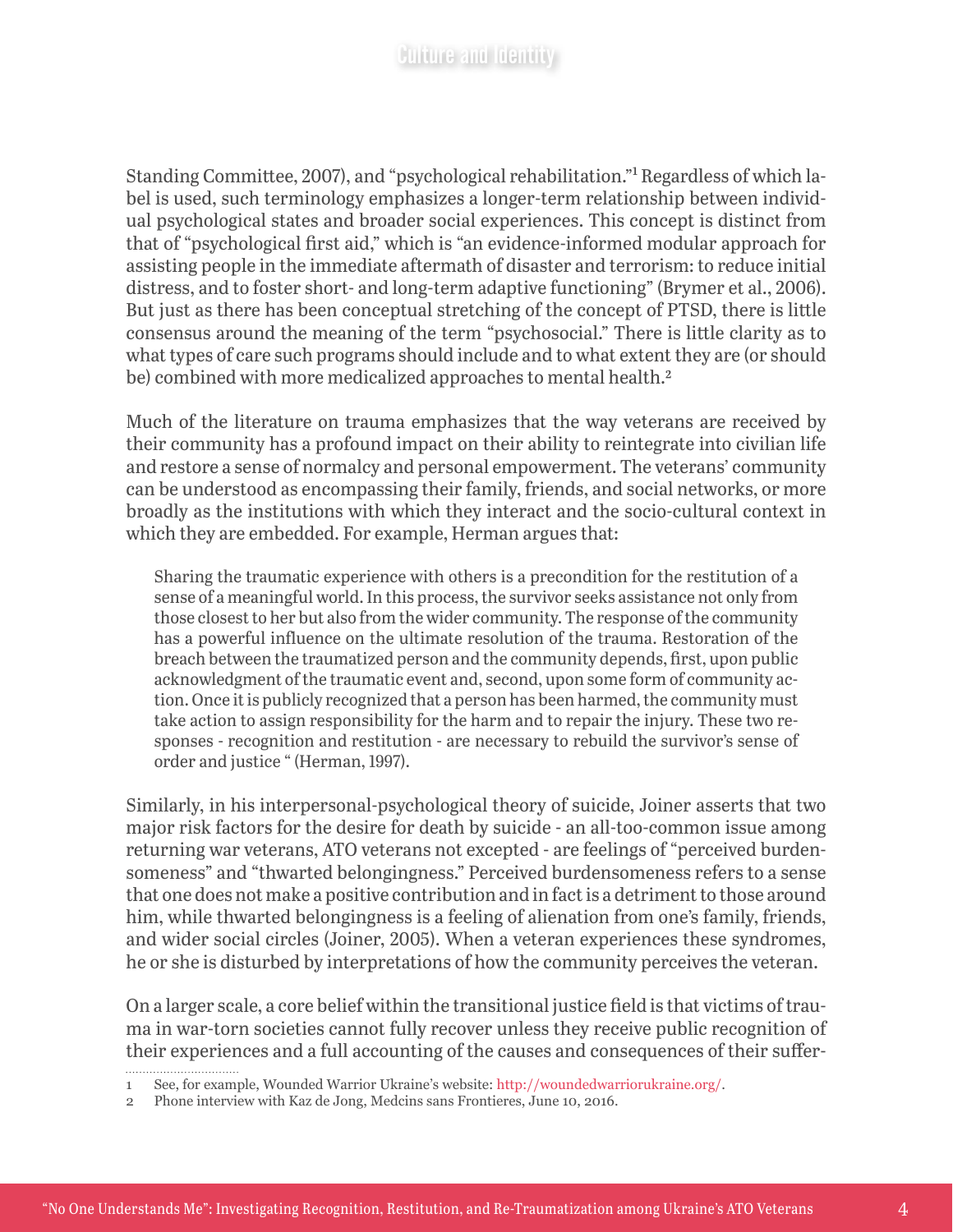Standing Committee, 2007), and "psychological rehabilitation."[1] Regardless of which label is used, such terminology emphasizes a longer-term relationship between individual psychological states and broader social experiences. This concept is distinct from that of "psychological first aid," which is "an evidence-informed modular approach for assisting people in the immediate aftermath of disaster and terrorism: to reduce initial distress, and to foster short- and long-term adaptive functioning" (Brymer et al., 2006). But just as there has been conceptual stretching of the concept of PTSD, there is little consensus around the meaning of the term "psychosocial." There is little clarity as to what types of care such programs should include and to what extent they are (or should be) combined with more medicalized approaches to mental health.[2]

Much of the literature on trauma emphasizes that the way veterans are received by their community has a profound impact on their ability to reintegrate into civilian life and restore a sense of normalcy and personal empowerment. The veterans' community can be understood as encompassing their family, friends, and social networks, or more broadly as the institutions with which they interact and the socio-cultural context in which they are embedded. For example, Herman argues that:

> Sharing the traumatic experience with others is a precondition for the restitution of a sense of a meaningful world. In this process, the survivor seeks assistance not only from those closest to her but also from the wider community. The response of the community has a powerful influence on the ultimate resolution of the trauma. Restoration of the breach between the traumatized person and the community depends, first, upon public acknowledgment of the traumatic event and, second, upon some form of community action. Once it is publicly recognized that a person has been harmed, the community must take action to assign responsibility for the harm and to repair the injury. These two responses - recognition and restitution - are necessary to rebuild the survivor's sense of order and justice " (Herman, 1997).

Similarly, in his interpersonal-psychological theory of suicide, Joiner asserts that two major risk factors for the desire for death by suicide - an all-too-common issue among returning war veterans, ATO veterans not excepted - are feelings of "perceived burdensomeness" and "thwarted belongingness." Perceived burdensomeness refers to a sense that one does not make a positive contribution and in fact is a detriment to those around him, while thwarted belongingness is a feeling of alienation from one's family, friends, and wider social circles (Joiner, 2005). When a veteran experiences these syndromes, he or she is disturbed by interpretations of how the community perceives the veteran.

On a larger scale, a core belief within the transitional justice field is that victims of trauma in war-torn societies cannot fully recover unless they receive public recognition of their experiences and a full accounting of the causes and consequences of their suffer-

---

1 See, for example, Wounded Warrior Ukraine's website: http://woundedwarriorukraine.org/.

2 Phone interview with Kaz de Jong, Medcins sans Frontieres, June 10, 2016.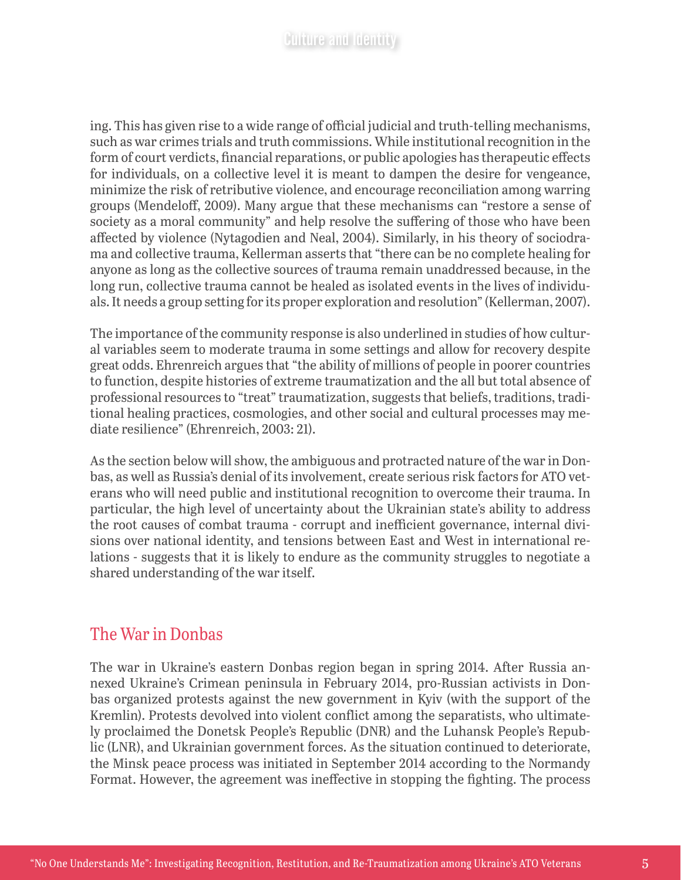ing. This has given rise to a wide range of official judicial and truth-telling mechanisms, such as war crimes trials and truth commissions. While institutional recognition in the form of court verdicts, financial reparations, or public apologies has therapeutic effects for individuals, on a collective level it is meant to dampen the desire for vengeance, minimize the risk of retributive violence, and encourage reconciliation among warring groups (Mendeloff, 2009). Many argue that these mechanisms can "restore a sense of society as a moral community" and help resolve the suffering of those who have been affected by violence (Nytagodien and Neal, 2004). Similarly, in his theory of sociodrama and collective trauma, Kellerman asserts that "there can be no complete healing for anyone as long as the collective sources of trauma remain unaddressed because, in the long run, collective trauma cannot be healed as isolated events in the lives of individuals. It needs a group setting for its proper exploration and resolution" (Kellerman, 2007).

The importance of the community response is also underlined in studies of how cultural variables seem to moderate trauma in some settings and allow for recovery despite great odds. Ehrenreich argues that "the ability of millions of people in poorer countries to function, despite histories of extreme traumatization and the all but total absence of professional resources to "treat" traumatization, suggests that beliefs, traditions, traditional healing practices, cosmologies, and other social and cultural processes may mediate resilience" (Ehrenreich, 2003: 21).

As the section below will show, the ambiguous and protracted nature of the war in Donbas, as well as Russia's denial of its involvement, create serious risk factors for ATO veterans who will need public and institutional recognition to overcome their trauma. In particular, the high level of uncertainty about the Ukrainian state's ability to address the root causes of combat trauma - corrupt and inefficient governance, internal divisions over national identity, and tensions between East and West in international relations - suggests that it is likely to endure as the community struggles to negotiate a shared understanding of the war itself.

## The War in Donbas

The war in Ukraine's eastern Donbas region began in spring 2014. After Russia annexed Ukraine's Crimean peninsula in February 2014, pro-Russian activists in Donbas organized protests against the new government in Kyiv (with the support of the Kremlin). Protests devolved into violent conflict among the separatists, who ultimately proclaimed the Donetsk People's Republic (DNR) and the Luhansk People's Republic (LNR), and Ukrainian government forces. As the situation continued to deteriorate, the Minsk peace process was initiated in September 2014 according to the Normandy Format. However, the agreement was ineffective in stopping the fighting. The process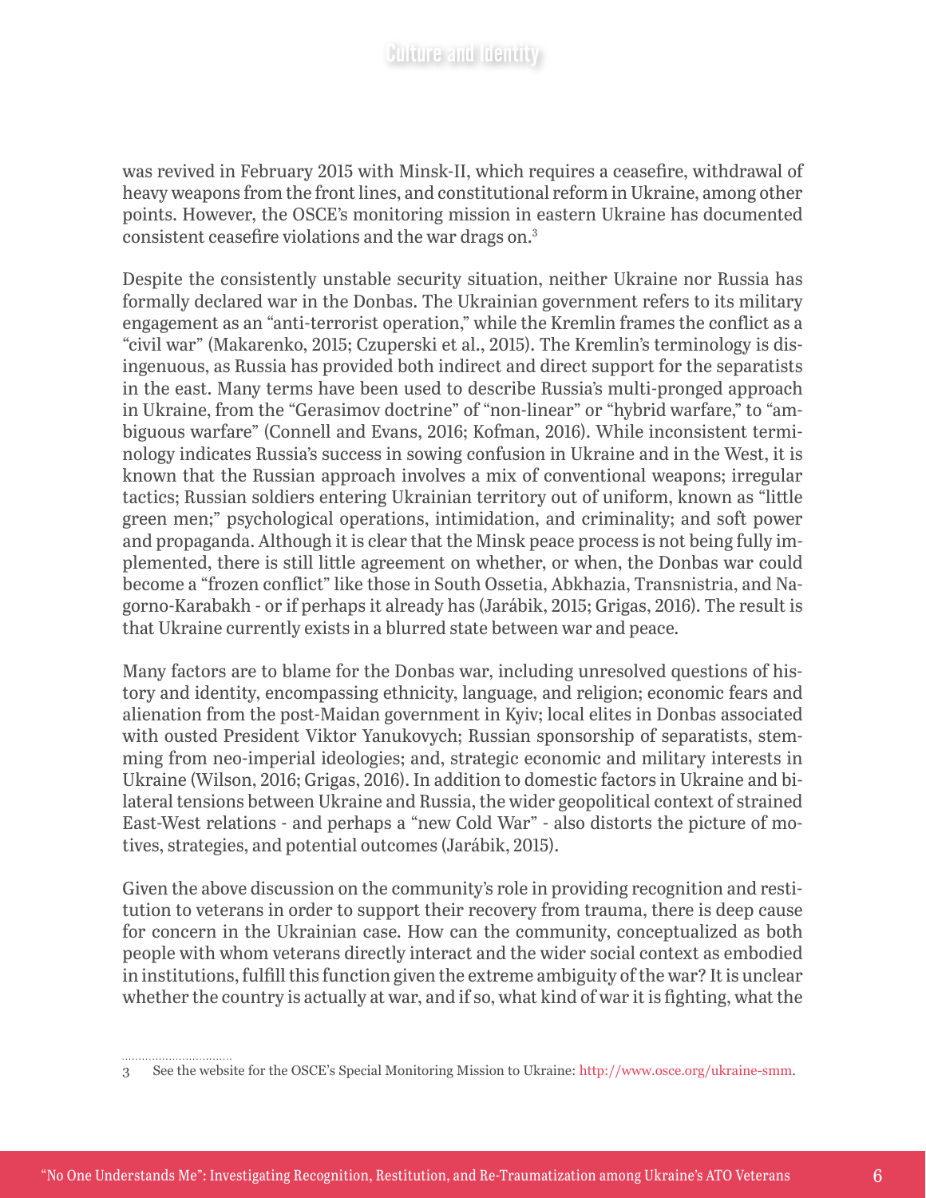was revived in February 2015 with Minsk-II, which requires a ceasefire, withdrawal of heavy weapons from the front lines, and constitutional reform in Ukraine, among other points. However, the OSCE's monitoring mission in eastern Ukraine has documented consistent ceasefire violations and the war drags on.[3]

Despite the consistently unstable security situation, neither Ukraine nor Russia has formally declared war in the Donbas. The Ukrainian government refers to its military engagement as an "anti-terrorist operation," while the Kremlin frames the conflict as a "civil war" (Makarenko, 2015; Czuperski et al., 2015). The Kremlin's terminology is disingenuous, as Russia has provided both indirect and direct support for the separatists in the east. Many terms have been used to describe Russia's multi-pronged approach in Ukraine, from the "Gerasimov doctrine" of "non-linear" or "hybrid warfare," to "ambiguous warfare" (Connell and Evans, 2016; Kofman, 2016). While inconsistent terminology indicates Russia's success in sowing confusion in Ukraine and in the West, it is known that the Russian approach involves a mix of conventional weapons; irregular tactics; Russian soldiers entering Ukrainian territory out of uniform, known as "little green men;" psychological operations, intimidation, and criminality; and soft power and propaganda. Although it is clear that the Minsk peace process is not being fully implemented, there is still little agreement on whether, or when, the Donbas war could become a "frozen conflict" like those in South Ossetia, Abkhazia, Transnistria, and Nagorno-Karabakh - or if perhaps it already has (Jarábik, 2015; Grigas, 2016). The result is that Ukraine currently exists in a blurred state between war and peace.

Many factors are to blame for the Donbas war, including unresolved questions of history and identity, encompassing ethnicity, language, and religion; economic fears and alienation from the post-Maidan government in Kyiv; local elites in Donbas associated with ousted President Viktor Yanukovych; Russian sponsorship of separatists, stemming from neo-imperial ideologies; and, strategic economic and military interests in Ukraine (Wilson, 2016; Grigas, 2016). In addition to domestic factors in Ukraine and bilateral tensions between Ukraine and Russia, the wider geopolitical context of strained East-West relations - and perhaps a "new Cold War" - also distorts the picture of motives, strategies, and potential outcomes (Jarábik, 2015).

Given the above discussion on the community's role in providing recognition and restitution to veterans in order to support their recovery from trauma, there is deep cause for concern in the Ukrainian case. How can the community, conceptualized as both people with whom veterans directly interact and the wider social context as embodied in institutions, fulfill this function given the extreme ambiguity of the war? It is unclear whether the country is actually at war, and if so, what kind of war it is fighting, what the

---

3 See the website for the OSCE's Special Monitoring Mission to Ukraine: http://www.osce.org/ukraine-smm.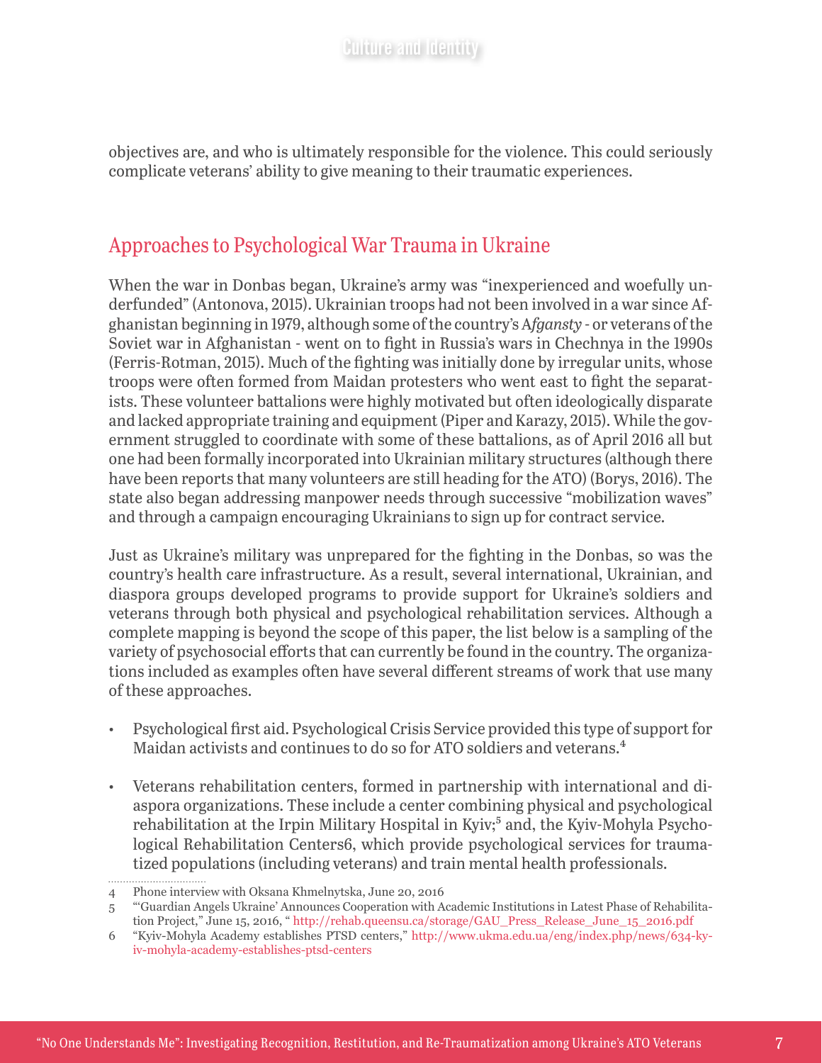objectives are, and who is ultimately responsible for the violence. This could seriously complicate veterans' ability to give meaning to their traumatic experiences.

## Approaches to Psychological War Trauma in Ukraine

When the war in Donbas began, Ukraine's army was "inexperienced and woefully underfunded" (Antonova, 2015). Ukrainian troops had not been involved in a war since Afghanistan beginning in 1979, although some of the country's A*fgansty* - or veterans of the Soviet war in Afghanistan - went on to fight in Russia's wars in Chechnya in the 1990s (Ferris-Rotman, 2015). Much of the fighting was initially done by irregular units, whose troops were often formed from Maidan protesters who went east to fight the separatists. These volunteer battalions were highly motivated but often ideologically disparate and lacked appropriate training and equipment (Piper and Karazy, 2015). While the government struggled to coordinate with some of these battalions, as of April 2016 all but one had been formally incorporated into Ukrainian military structures (although there have been reports that many volunteers are still heading for the ATO) (Borys, 2016). The state also began addressing manpower needs through successive "mobilization waves" and through a campaign encouraging Ukrainians to sign up for contract service.

Just as Ukraine's military was unprepared for the fighting in the Donbas, so was the country's health care infrastructure. As a result, several international, Ukrainian, and diaspora groups developed programs to provide support for Ukraine's soldiers and veterans through both physical and psychological rehabilitation services. Although a complete mapping is beyond the scope of this paper, the list below is a sampling of the variety of psychosocial efforts that can currently be found in the country. The organizations included as examples often have several different streams of work that use many of these approaches.

- Psychological first aid. Psychological Crisis Service provided this type of support for Maidan activists and continues to do so for ATO soldiers and veterans.[4]
- Veterans rehabilitation centers, formed in partnership with international and diaspora organizations. These include a center combining physical and psychological rehabilitation at the Irpin Military Hospital in Kyiv;[5] and, the Kyiv-Mohyla Psychological Rehabilitation Centers6, which provide psychological services for traumatized populations (including veterans) and train mental health professionals.

---

4 Phone interview with Oksana Khmelnytska, June 20, 2016

5 "'Guardian Angels Ukraine' Announces Cooperation with Academic Institutions in Latest Phase of Rehabilitation Project," June 15, 2016, " http://rehab.queensu.ca/storage/GAU_Press_Release_June_15_2016.pdf

6 "Kyiv-Mohyla Academy establishes PTSD centers," http://www.ukma.edu.ua/eng/index.php/news/634-kyiv-mohyla-academy-establishes-ptsd-centers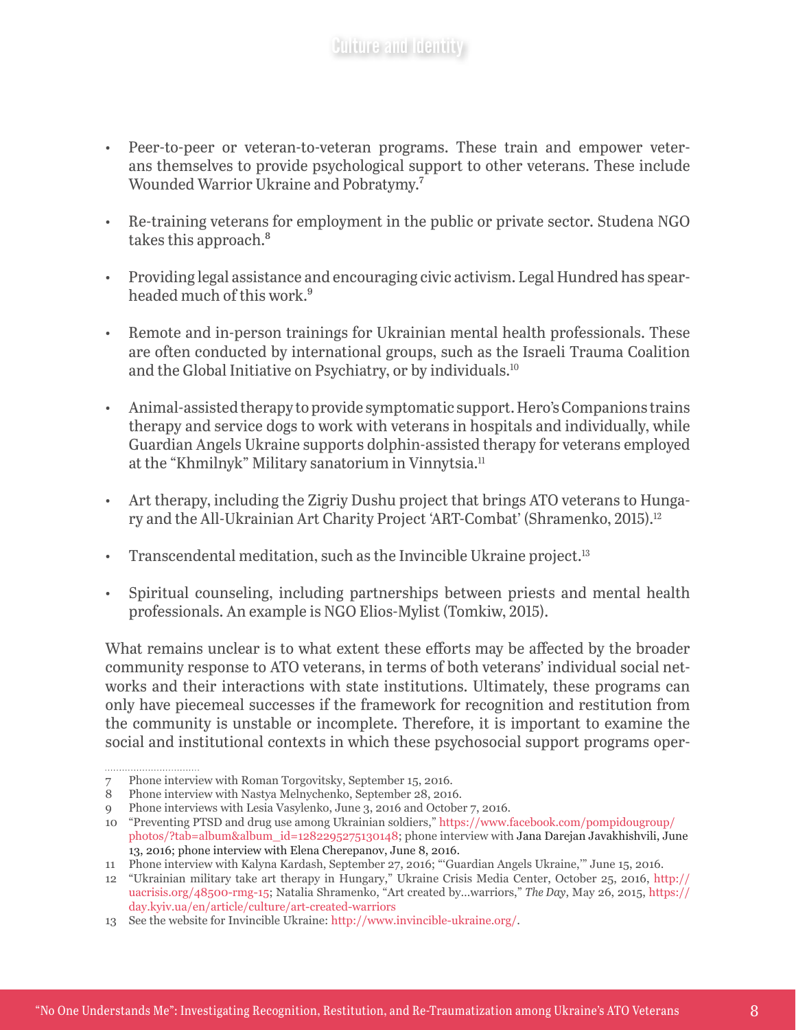- Peer-to-peer or veteran-to-veteran programs. These train and empower veterans themselves to provide psychological support to other veterans. These include Wounded Warrior Ukraine and Pobratymy.[7]

- Re-training veterans for employment in the public or private sector. Studena NGO takes this approach.[8]

- Providing legal assistance and encouraging civic activism. Legal Hundred has spearheaded much of this work.[9]

- Remote and in-person trainings for Ukrainian mental health professionals. These are often conducted by international groups, such as the Israeli Trauma Coalition and the Global Initiative on Psychiatry, or by individuals.[10]

- Animal-assisted therapy to provide symptomatic support. Hero's Companions trains therapy and service dogs to work with veterans in hospitals and individually, while Guardian Angels Ukraine supports dolphin-assisted therapy for veterans employed at the "Khmilnyk" Military sanatorium in Vinnytsia.[11]

- Art therapy, including the Zigriy Dushu project that brings ATO veterans to Hungary and the All-Ukrainian Art Charity Project 'ART-Combat' (Shramenko, 2015).[12]

- Transcendental meditation, such as the Invincible Ukraine project.[13]

- Spiritual counseling, including partnerships between priests and mental health professionals. An example is NGO Elios-Mylist (Tomkiw, 2015).

What remains unclear is to what extent these efforts may be affected by the broader community response to ATO veterans, in terms of both veterans' individual social networks and their interactions with state institutions. Ultimately, these programs can only have piecemeal successes if the framework for recognition and restitution from the community is unstable or incomplete. Therefore, it is important to examine the social and institutional contexts in which these psychosocial support programs oper-

---

7 Phone interview with Roman Torgovitsky, September 15, 2016.

8 Phone interview with Nastya Melnychenko, September 28, 2016.

9 Phone interviews with Lesia Vasylenko, June 3, 2016 and October 7, 2016.

10 "Preventing PTSD and drug use among Ukrainian soldiers," https://www.facebook.com/pompidougroup/photos/?tab=album&album_id=1282295275130148; phone interview with Jana Darejan Javakhishvili, June 13, 2016; phone interview with Elena Cherepanov, June 8, 2016.

11 Phone interview with Kalyna Kardash, September 27, 2016; "'Guardian Angels Ukraine,'" June 15, 2016.

12 "Ukrainian military take art therapy in Hungary," Ukraine Crisis Media Center, October 25, 2016, http://uacrisis.org/48500-rmg-15; Natalia Shramenko, "Art created by...warriors," *The Day*, May 26, 2015, https://day.kyiv.ua/en/article/culture/art-created-warriors

13 See the website for Invincible Ukraine: http://www.invincible-ukraine.org/.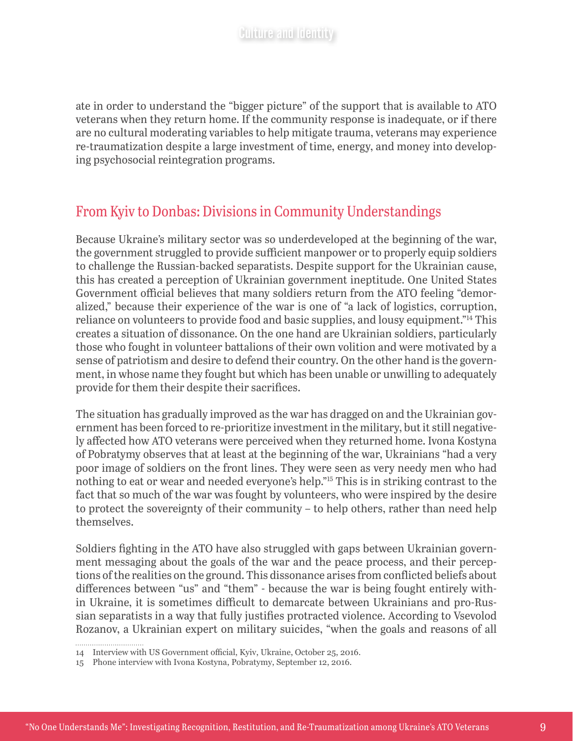ate in order to understand the "bigger picture" of the support that is available to ATO veterans when they return home. If the community response is inadequate, or if there are no cultural moderating variables to help mitigate trauma, veterans may experience re-traumatization despite a large investment of time, energy, and money into developing psychosocial reintegration programs.

## From Kyiv to Donbas: Divisions in Community Understandings

Because Ukraine's military sector was so underdeveloped at the beginning of the war, the government struggled to provide sufficient manpower or to properly equip soldiers to challenge the Russian-backed separatists. Despite support for the Ukrainian cause, this has created a perception of Ukrainian government ineptitude. One United States Government official believes that many soldiers return from the ATO feeling "demoralized," because their experience of the war is one of "a lack of logistics, corruption, reliance on volunteers to provide food and basic supplies, and lousy equipment."[14] This creates a situation of dissonance. On the one hand are Ukrainian soldiers, particularly those who fought in volunteer battalions of their own volition and were motivated by a sense of patriotism and desire to defend their country. On the other hand is the government, in whose name they fought but which has been unable or unwilling to adequately provide for them their despite their sacrifices.

The situation has gradually improved as the war has dragged on and the Ukrainian government has been forced to re-prioritize investment in the military, but it still negatively affected how ATO veterans were perceived when they returned home. Ivona Kostyna of Pobratymy observes that at least at the beginning of the war, Ukrainians "had a very poor image of soldiers on the front lines. They were seen as very needy men who had nothing to eat or wear and needed everyone's help."[15] This is in striking contrast to the fact that so much of the war was fought by volunteers, who were inspired by the desire to protect the sovereignty of their community – to help others, rather than need help themselves.

Soldiers fighting in the ATO have also struggled with gaps between Ukrainian government messaging about the goals of the war and the peace process, and their perceptions of the realities on the ground. This dissonance arises from conflicted beliefs about differences between "us" and "them" - because the war is being fought entirely within Ukraine, it is sometimes difficult to demarcate between Ukrainians and pro-Russian separatists in a way that fully justifies protracted violence. According to Vsevolod Rozanov, a Ukrainian expert on military suicides, "when the goals and reasons of all

---

14 Interview with US Government official, Kyiv, Ukraine, October 25, 2016.

15 Phone interview with Ivona Kostyna, Pobratymy, September 12, 2016.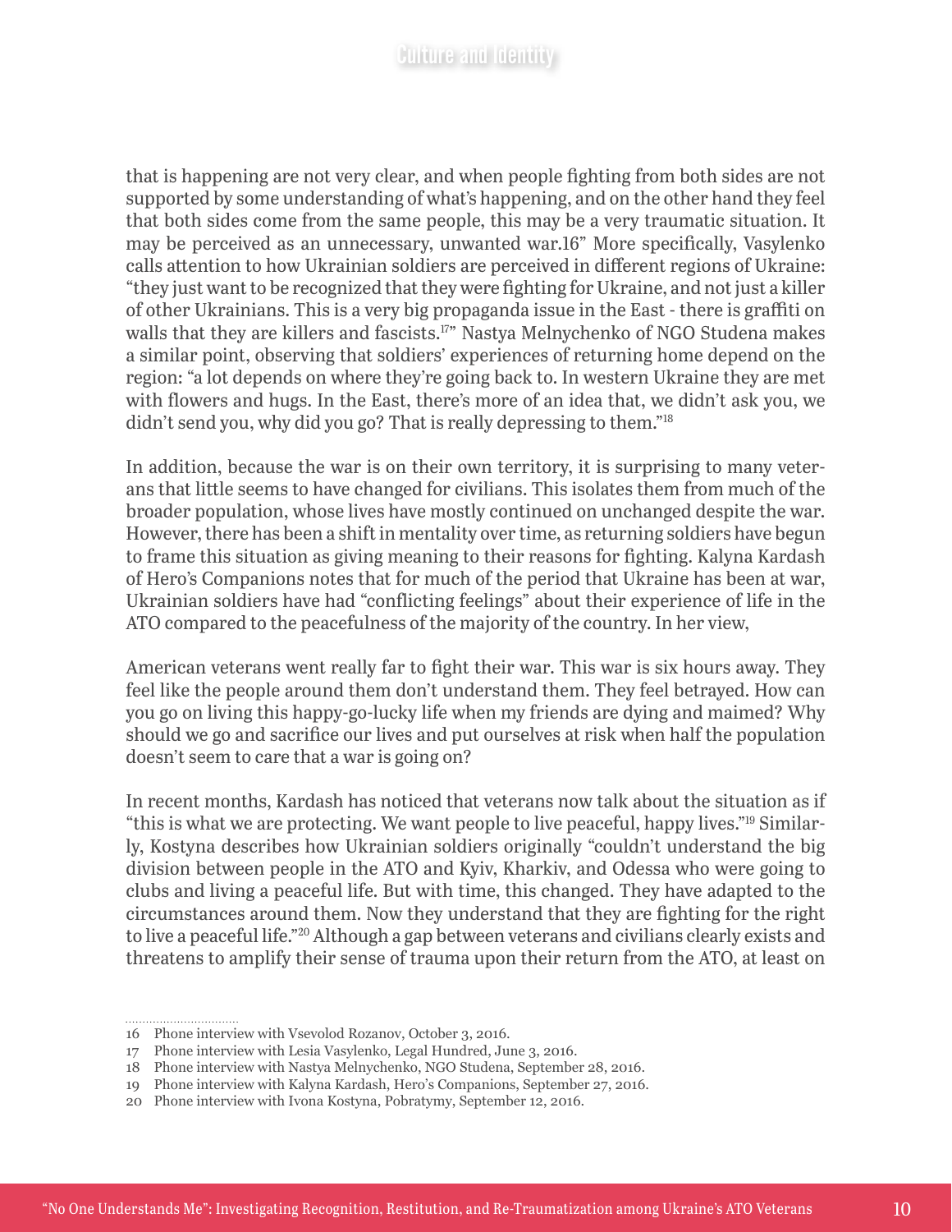that is happening are not very clear, and when people fighting from both sides are not supported by some understanding of what's happening, and on the other hand they feel that both sides come from the same people, this may be a very traumatic situation. It may be perceived as an unnecessary, unwanted war.16" More specifically, Vasylenko calls attention to how Ukrainian soldiers are perceived in different regions of Ukraine: "they just want to be recognized that they were fighting for Ukraine, and not just a killer of other Ukrainians. This is a very big propaganda issue in the East - there is graffiti on walls that they are killers and fascists.[17]" Nastya Melnychenko of NGO Studena makes a similar point, observing that soldiers' experiences of returning home depend on the region: "a lot depends on where they're going back to. In western Ukraine they are met with flowers and hugs. In the East, there's more of an idea that, we didn't ask you, we didn't send you, why did you go? That is really depressing to them."[18]

In addition, because the war is on their own territory, it is surprising to many veterans that little seems to have changed for civilians. This isolates them from much of the broader population, whose lives have mostly continued on unchanged despite the war. However, there has been a shift in mentality over time, as returning soldiers have begun to frame this situation as giving meaning to their reasons for fighting. Kalyna Kardash of Hero's Companions notes that for much of the period that Ukraine has been at war, Ukrainian soldiers have had "conflicting feelings" about their experience of life in the ATO compared to the peacefulness of the majority of the country. In her view,

American veterans went really far to fight their war. This war is six hours away. They feel like the people around them don't understand them. They feel betrayed. How can you go on living this happy-go-lucky life when my friends are dying and maimed? Why should we go and sacrifice our lives and put ourselves at risk when half the population doesn't seem to care that a war is going on?

In recent months, Kardash has noticed that veterans now talk about the situation as if "this is what we are protecting. We want people to live peaceful, happy lives."[19] Similarly, Kostyna describes how Ukrainian soldiers originally "couldn't understand the big division between people in the ATO and Kyiv, Kharkiv, and Odessa who were going to clubs and living a peaceful life. But with time, this changed. They have adapted to the circumstances around them. Now they understand that they are fighting for the right to live a peaceful life."[20] Although a gap between veterans and civilians clearly exists and threatens to amplify their sense of trauma upon their return from the ATO, at least on

---

16 Phone interview with Vsevolod Rozanov, October 3, 2016.

17 Phone interview with Lesia Vasylenko, Legal Hundred, June 3, 2016.

18 Phone interview with Nastya Melnychenko, NGO Studena, September 28, 2016.

19 Phone interview with Kalyna Kardash, Hero's Companions, September 27, 2016.

20 Phone interview with Ivona Kostyna, Pobratymy, September 12, 2016.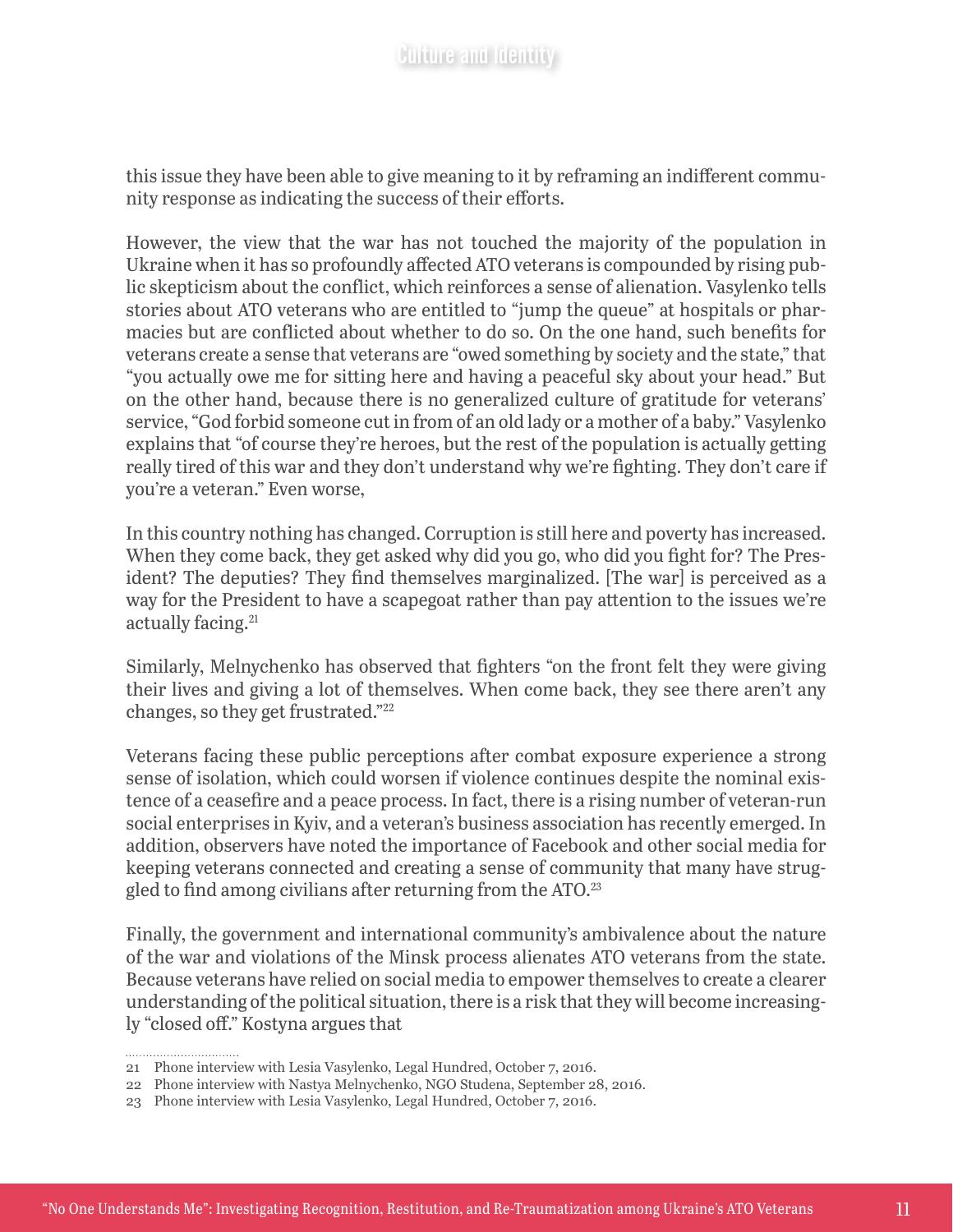this issue they have been able to give meaning to it by reframing an indifferent community response as indicating the success of their efforts.

However, the view that the war has not touched the majority of the population in Ukraine when it has so profoundly affected ATO veterans is compounded by rising public skepticism about the conflict, which reinforces a sense of alienation. Vasylenko tells stories about ATO veterans who are entitled to "jump the queue" at hospitals or pharmacies but are conflicted about whether to do so. On the one hand, such benefits for veterans create a sense that veterans are "owed something by society and the state," that "you actually owe me for sitting here and having a peaceful sky about your head." But on the other hand, because there is no generalized culture of gratitude for veterans' service, "God forbid someone cut in from of an old lady or a mother of a baby." Vasylenko explains that "of course they're heroes, but the rest of the population is actually getting really tired of this war and they don't understand why we're fighting. They don't care if you're a veteran." Even worse,

> In this country nothing has changed. Corruption is still here and poverty has increased. When they come back, they get asked why did you go, who did you fight for? The President? The deputies? They find themselves marginalized. [The war] is perceived as a way for the President to have a scapegoat rather than pay attention to the issues we're actually facing.[21]

Similarly, Melnychenko has observed that fighters "on the front felt they were giving their lives and giving a lot of themselves. When come back, they see there aren't any changes, so they get frustrated."[22]

Veterans facing these public perceptions after combat exposure experience a strong sense of isolation, which could worsen if violence continues despite the nominal existence of a ceasefire and a peace process. In fact, there is a rising number of veteran-run social enterprises in Kyiv, and a veteran's business association has recently emerged. In addition, observers have noted the importance of Facebook and other social media for keeping veterans connected and creating a sense of community that many have struggled to find among civilians after returning from the ATO.[23]

Finally, the government and international community's ambivalence about the nature of the war and violations of the Minsk process alienates ATO veterans from the state. Because veterans have relied on social media to empower themselves to create a clearer understanding of the political situation, there is a risk that they will become increasingly "closed off." Kostyna argues that

---

21 Phone interview with Lesia Vasylenko, Legal Hundred, October 7, 2016.

22 Phone interview with Nastya Melnychenko, NGO Studena, September 28, 2016.

23 Phone interview with Lesia Vasylenko, Legal Hundred, October 7, 2016.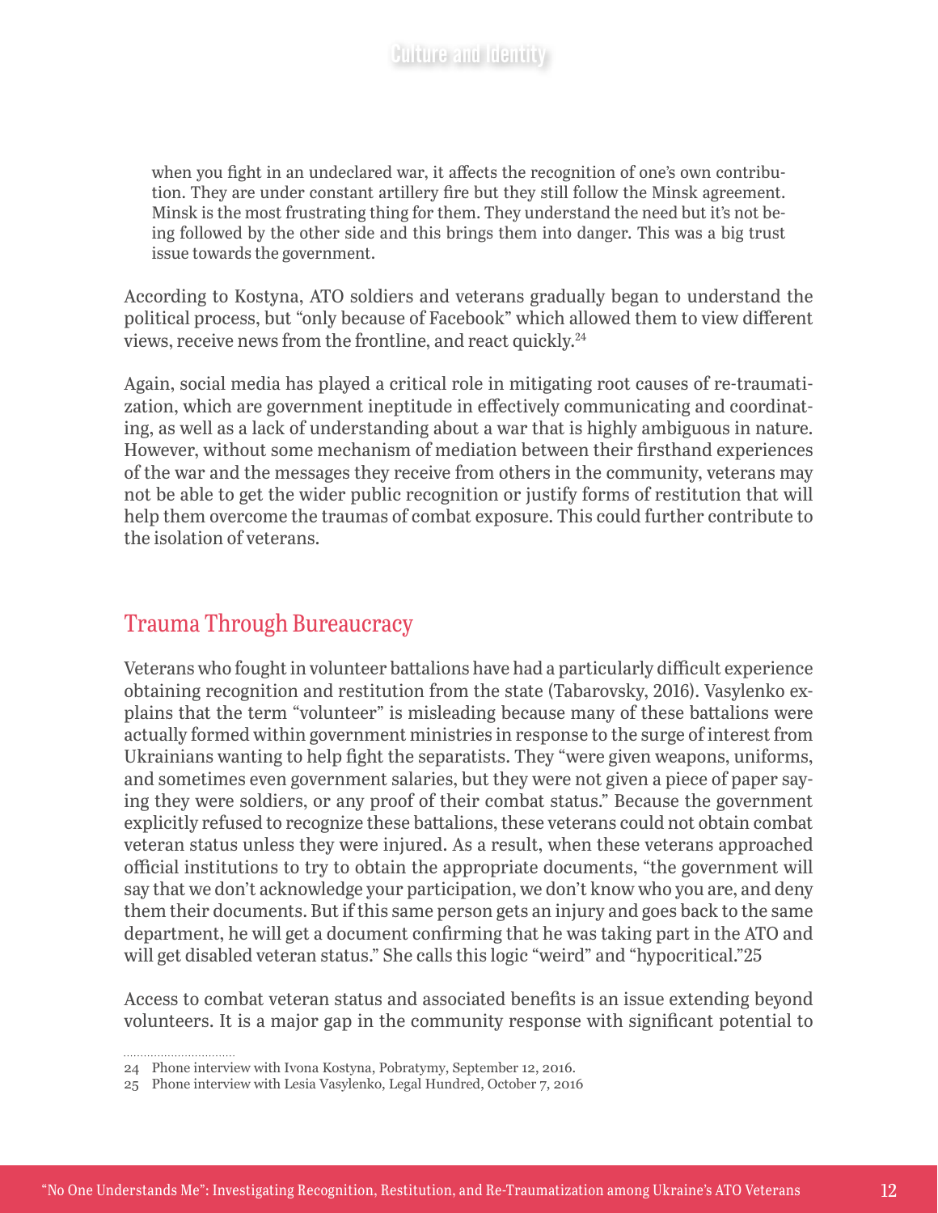> when you fight in an undeclared war, it affects the recognition of one's own contribution. They are under constant artillery fire but they still follow the Minsk agreement. Minsk is the most frustrating thing for them. They understand the need but it's not being followed by the other side and this brings them into danger. This was a big trust issue towards the government.

According to Kostyna, ATO soldiers and veterans gradually began to understand the political process, but "only because of Facebook" which allowed them to view different views, receive news from the frontline, and react quickly.[24]

Again, social media has played a critical role in mitigating root causes of re-traumatization, which are government ineptitude in effectively communicating and coordinating, as well as a lack of understanding about a war that is highly ambiguous in nature. However, without some mechanism of mediation between their firsthand experiences of the war and the messages they receive from others in the community, veterans may not be able to get the wider public recognition or justify forms of restitution that will help them overcome the traumas of combat exposure. This could further contribute to the isolation of veterans.

## Trauma Through Bureaucracy

Veterans who fought in volunteer battalions have had a particularly difficult experience obtaining recognition and restitution from the state (Tabarovsky, 2016). Vasylenko explains that the term "volunteer" is misleading because many of these battalions were actually formed within government ministries in response to the surge of interest from Ukrainians wanting to help fight the separatists. They "were given weapons, uniforms, and sometimes even government salaries, but they were not given a piece of paper saying they were soldiers, or any proof of their combat status." Because the government explicitly refused to recognize these battalions, these veterans could not obtain combat veteran status unless they were injured. As a result, when these veterans approached official institutions to try to obtain the appropriate documents, "the government will say that we don't acknowledge your participation, we don't know who you are, and deny them their documents. But if this same person gets an injury and goes back to the same department, he will get a document confirming that he was taking part in the ATO and will get disabled veteran status." She calls this logic "weird" and "hypocritical."[25]

Access to combat veteran status and associated benefits is an issue extending beyond volunteers. It is a major gap in the community response with significant potential to

---

24 Phone interview with Ivona Kostyna, Pobratymy, September 12, 2016.

25 Phone interview with Lesia Vasylenko, Legal Hundred, October 7, 2016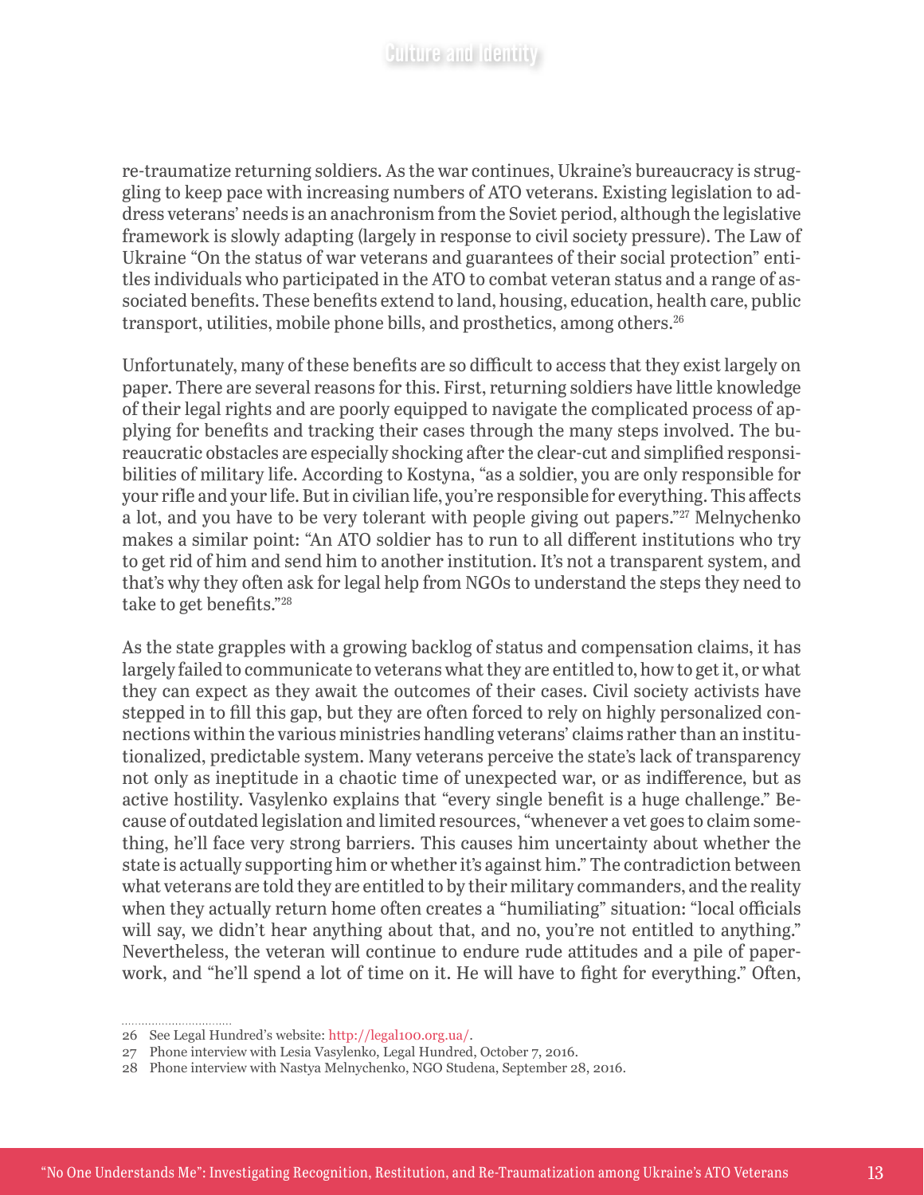re-traumatize returning soldiers. As the war continues, Ukraine's bureaucracy is struggling to keep pace with increasing numbers of ATO veterans. Existing legislation to address veterans' needs is an anachronism from the Soviet period, although the legislative framework is slowly adapting (largely in response to civil society pressure). The Law of Ukraine "On the status of war veterans and guarantees of their social protection" entitles individuals who participated in the ATO to combat veteran status and a range of associated benefits. These benefits extend to land, housing, education, health care, public transport, utilities, mobile phone bills, and prosthetics, among others.[26]

Unfortunately, many of these benefits are so difficult to access that they exist largely on paper. There are several reasons for this. First, returning soldiers have little knowledge of their legal rights and are poorly equipped to navigate the complicated process of applying for benefits and tracking their cases through the many steps involved. The bureaucratic obstacles are especially shocking after the clear-cut and simplified responsibilities of military life. According to Kostyna, "as a soldier, you are only responsible for your rifle and your life. But in civilian life, you're responsible for everything. This affects a lot, and you have to be very tolerant with people giving out papers."[27] Melnychenko makes a similar point: "An ATO soldier has to run to all different institutions who try to get rid of him and send him to another institution. It's not a transparent system, and that's why they often ask for legal help from NGOs to understand the steps they need to take to get benefits."[28]

As the state grapples with a growing backlog of status and compensation claims, it has largely failed to communicate to veterans what they are entitled to, how to get it, or what they can expect as they await the outcomes of their cases. Civil society activists have stepped in to fill this gap, but they are often forced to rely on highly personalized connections within the various ministries handling veterans' claims rather than an institutionalized, predictable system. Many veterans perceive the state's lack of transparency not only as ineptitude in a chaotic time of unexpected war, or as indifference, but as active hostility. Vasylenko explains that "every single benefit is a huge challenge." Because of outdated legislation and limited resources, "whenever a vet goes to claim something, he'll face very strong barriers. This causes him uncertainty about whether the state is actually supporting him or whether it's against him." The contradiction between what veterans are told they are entitled to by their military commanders, and the reality when they actually return home often creates a "humiliating" situation: "local officials will say, we didn't hear anything about that, and no, you're not entitled to anything." Nevertheless, the veteran will continue to endure rude attitudes and a pile of paperwork, and "he'll spend a lot of time on it. He will have to fight for everything." Often,

---

26 See Legal Hundred's website: http://legal100.org.ua/.

27 Phone interview with Lesia Vasylenko, Legal Hundred, October 7, 2016.

28 Phone interview with Nastya Melnychenko, NGO Studena, September 28, 2016.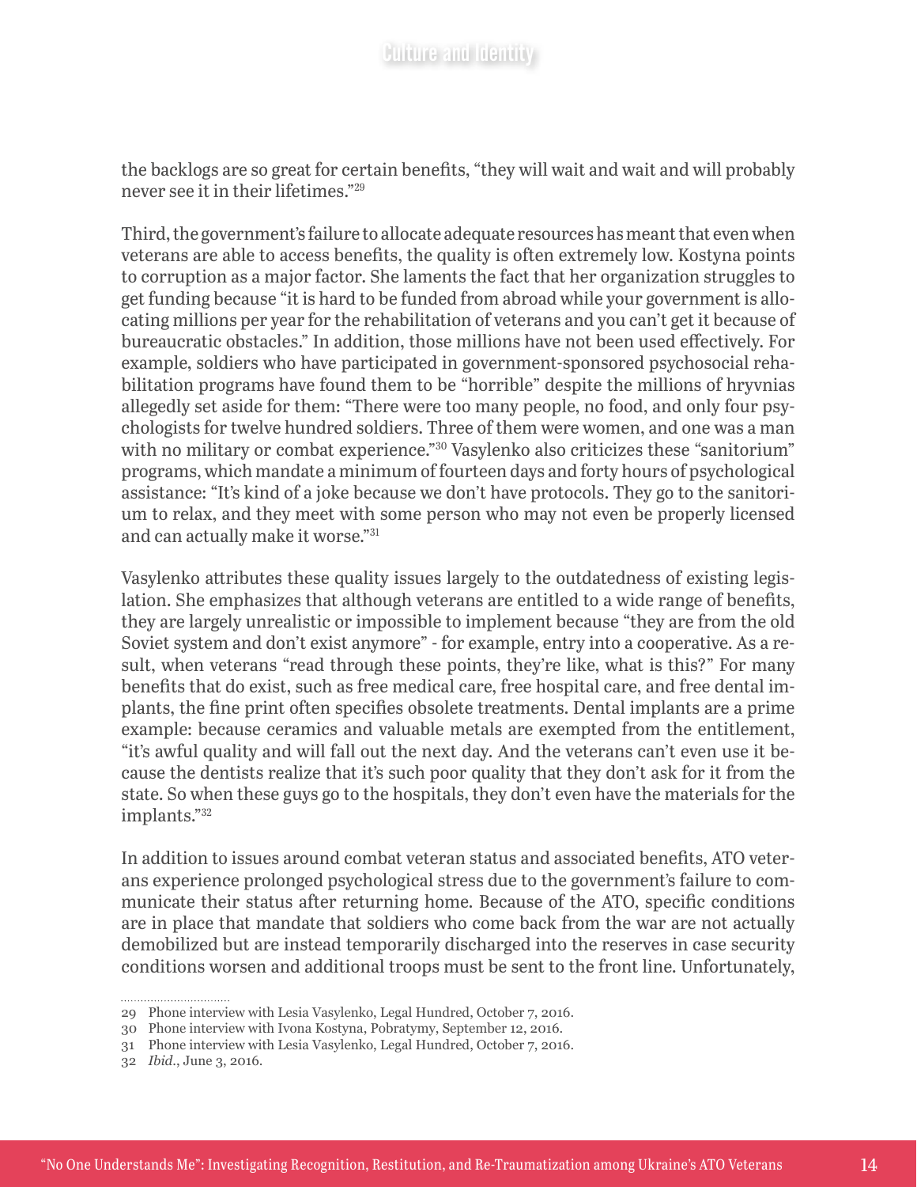the backlogs are so great for certain benefits, "they will wait and wait and will probably never see it in their lifetimes."[29]

Third, the government's failure to allocate adequate resources has meant that even when veterans are able to access benefits, the quality is often extremely low. Kostyna points to corruption as a major factor. She laments the fact that her organization struggles to get funding because "it is hard to be funded from abroad while your government is allocating millions per year for the rehabilitation of veterans and you can't get it because of bureaucratic obstacles." In addition, those millions have not been used effectively. For example, soldiers who have participated in government-sponsored psychosocial rehabilitation programs have found them to be "horrible" despite the millions of hryvnias allegedly set aside for them: "There were too many people, no food, and only four psychologists for twelve hundred soldiers. Three of them were women, and one was a man with no military or combat experience."[30] Vasylenko also criticizes these "sanitorium" programs, which mandate a minimum of fourteen days and forty hours of psychological assistance: "It's kind of a joke because we don't have protocols. They go to the sanitorium to relax, and they meet with some person who may not even be properly licensed and can actually make it worse."[31]

Vasylenko attributes these quality issues largely to the outdatedness of existing legislation. She emphasizes that although veterans are entitled to a wide range of benefits, they are largely unrealistic or impossible to implement because "they are from the old Soviet system and don't exist anymore" - for example, entry into a cooperative. As a result, when veterans "read through these points, they're like, what is this?" For many benefits that do exist, such as free medical care, free hospital care, and free dental implants, the fine print often specifies obsolete treatments. Dental implants are a prime example: because ceramics and valuable metals are exempted from the entitlement, "it's awful quality and will fall out the next day. And the veterans can't even use it because the dentists realize that it's such poor quality that they don't ask for it from the state. So when these guys go to the hospitals, they don't even have the materials for the implants."[32]

In addition to issues around combat veteran status and associated benefits, ATO veterans experience prolonged psychological stress due to the government's failure to communicate their status after returning home. Because of the ATO, specific conditions are in place that mandate that soldiers who come back from the war are not actually demobilized but are instead temporarily discharged into the reserves in case security conditions worsen and additional troops must be sent to the front line. Unfortunately,

---

29 Phone interview with Lesia Vasylenko, Legal Hundred, October 7, 2016.

30 Phone interview with Ivona Kostyna, Pobratymy, September 12, 2016.

31 Phone interview with Lesia Vasylenko, Legal Hundred, October 7, 2016.

32 *Ibid.*, June 3, 2016.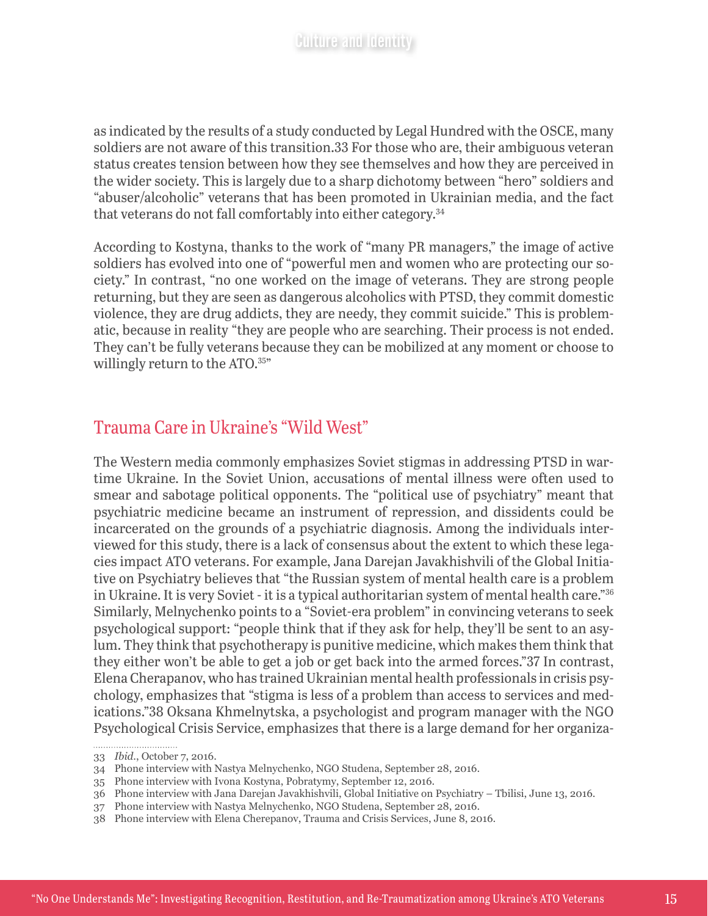as indicated by the results of a study conducted by Legal Hundred with the OSCE, many soldiers are not aware of this transition.33 For those who are, their ambiguous veteran status creates tension between how they see themselves and how they are perceived in the wider society. This is largely due to a sharp dichotomy between "hero" soldiers and "abuser/alcoholic" veterans that has been promoted in Ukrainian media, and the fact that veterans do not fall comfortably into either category.[34]

According to Kostyna, thanks to the work of "many PR managers," the image of active soldiers has evolved into one of "powerful men and women who are protecting our society." In contrast, "no one worked on the image of veterans. They are strong people returning, but they are seen as dangerous alcoholics with PTSD, they commit domestic violence, they are drug addicts, they are needy, they commit suicide." This is problematic, because in reality "they are people who are searching. Their process is not ended. They can't be fully veterans because they can be mobilized at any moment or choose to willingly return to the ATO.[35]"

## Trauma Care in Ukraine's "Wild West"

The Western media commonly emphasizes Soviet stigmas in addressing PTSD in wartime Ukraine. In the Soviet Union, accusations of mental illness were often used to smear and sabotage political opponents. The "political use of psychiatry" meant that psychiatric medicine became an instrument of repression, and dissidents could be incarcerated on the grounds of a psychiatric diagnosis. Among the individuals interviewed for this study, there is a lack of consensus about the extent to which these legacies impact ATO veterans. For example, Jana Darejan Javakhishvili of the Global Initiative on Psychiatry believes that "the Russian system of mental health care is a problem in Ukraine. It is very Soviet - it is a typical authoritarian system of mental health care."[36] Similarly, Melnychenko points to a "Soviet-era problem" in convincing veterans to seek psychological support: "people think that if they ask for help, they'll be sent to an asylum. They think that psychotherapy is punitive medicine, which makes them think that they either won't be able to get a job or get back into the armed forces."37 In contrast, Elena Cherapanov, who has trained Ukrainian mental health professionals in crisis psychology, emphasizes that "stigma is less of a problem than access to services and medications."38 Oksana Khmelnytska, a psychologist and program manager with the NGO Psychological Crisis Service, emphasizes that there is a large demand for her organiza-

33 *Ibid.*, October 7, 2016.
34 Phone interview with Nastya Melnychenko, NGO Studena, September 28, 2016.
35 Phone interview with Ivona Kostyna, Pobratymy, September 12, 2016.
36 Phone interview with Jana Darejan Javakhishvili, Global Initiative on Psychiatry – Tbilisi, June 13, 2016.
37 Phone interview with Nastya Melnychenko, NGO Studena, September 28, 2016.
38 Phone interview with Elena Cherepanov, Trauma and Crisis Services, June 8, 2016.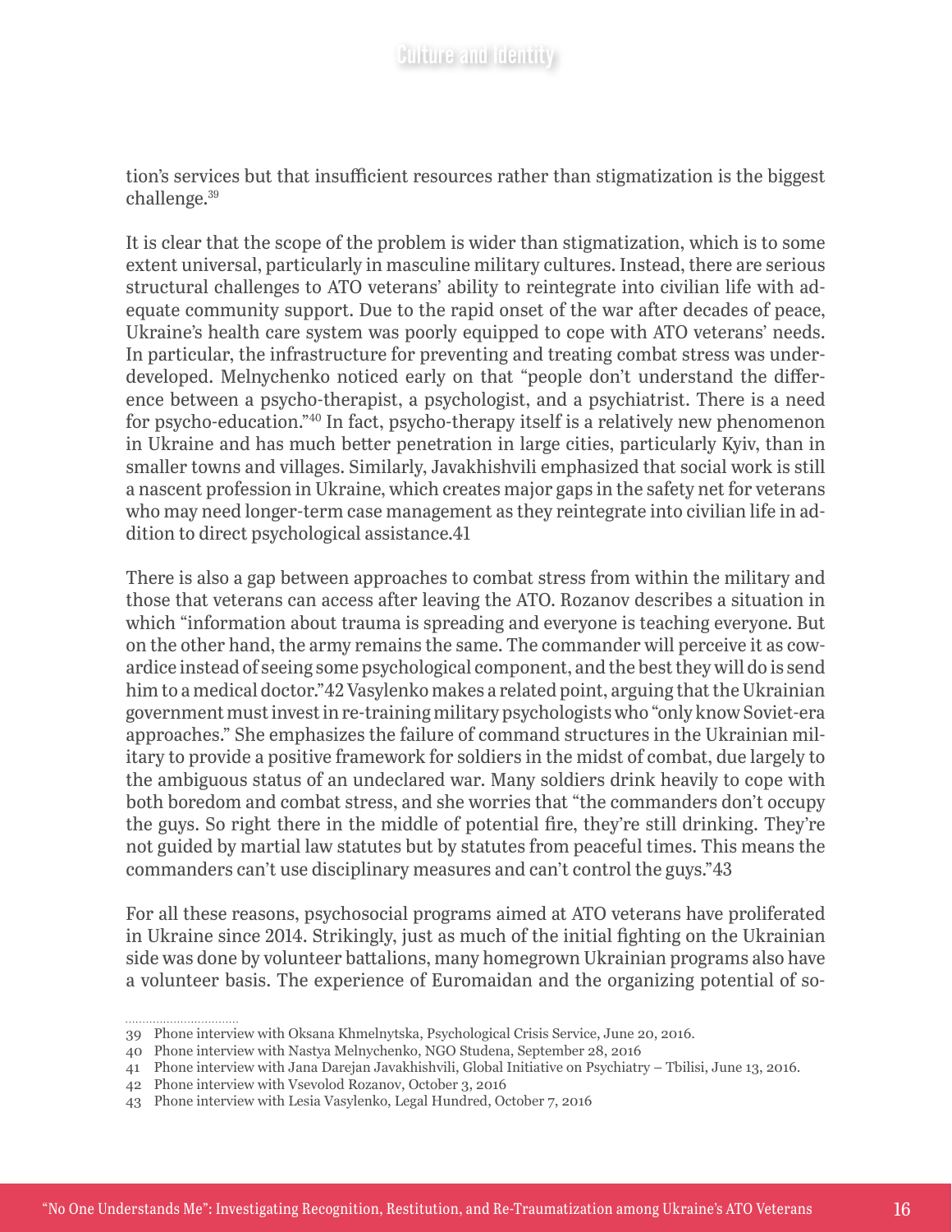tion's services but that insufficient resources rather than stigmatization is the biggest challenge.[39]

It is clear that the scope of the problem is wider than stigmatization, which is to some extent universal, particularly in masculine military cultures. Instead, there are serious structural challenges to ATO veterans' ability to reintegrate into civilian life with adequate community support. Due to the rapid onset of the war after decades of peace, Ukraine's health care system was poorly equipped to cope with ATO veterans' needs. In particular, the infrastructure for preventing and treating combat stress was underdeveloped. Melnychenko noticed early on that "people don't understand the difference between a psycho-therapist, a psychologist, and a psychiatrist. There is a need for psycho-education."[40] In fact, psycho-therapy itself is a relatively new phenomenon in Ukraine and has much better penetration in large cities, particularly Kyiv, than in smaller towns and villages. Similarly, Javakhishvili emphasized that social work is still a nascent profession in Ukraine, which creates major gaps in the safety net for veterans who may need longer-term case management as they reintegrate into civilian life in addition to direct psychological assistance.41

There is also a gap between approaches to combat stress from within the military and those that veterans can access after leaving the ATO. Rozanov describes a situation in which "information about trauma is spreading and everyone is teaching everyone. But on the other hand, the army remains the same. The commander will perceive it as cowardice instead of seeing some psychological component, and the best they will do is send him to a medical doctor."42 Vasylenko makes a related point, arguing that the Ukrainian government must invest in re-training military psychologists who "only know Soviet-era approaches." She emphasizes the failure of command structures in the Ukrainian military to provide a positive framework for soldiers in the midst of combat, due largely to the ambiguous status of an undeclared war. Many soldiers drink heavily to cope with both boredom and combat stress, and she worries that "the commanders don't occupy the guys. So right there in the middle of potential fire, they're still drinking. They're not guided by martial law statutes but by statutes from peaceful times. This means the commanders can't use disciplinary measures and can't control the guys."43

For all these reasons, psychosocial programs aimed at ATO veterans have proliferated in Ukraine since 2014. Strikingly, just as much of the initial fighting on the Ukrainian side was done by volunteer battalions, many homegrown Ukrainian programs also have a volunteer basis. The experience of Euromaidan and the organizing potential of so-

39 Phone interview with Oksana Khmelnytska, Psychological Crisis Service, June 20, 2016.
40 Phone interview with Nastya Melnychenko, NGO Studena, September 28, 2016
41 Phone interview with Jana Darejan Javakhishvili, Global Initiative on Psychiatry – Tbilisi, June 13, 2016.
42 Phone interview with Vsevolod Rozanov, October 3, 2016
43 Phone interview with Lesia Vasylenko, Legal Hundred, October 7, 2016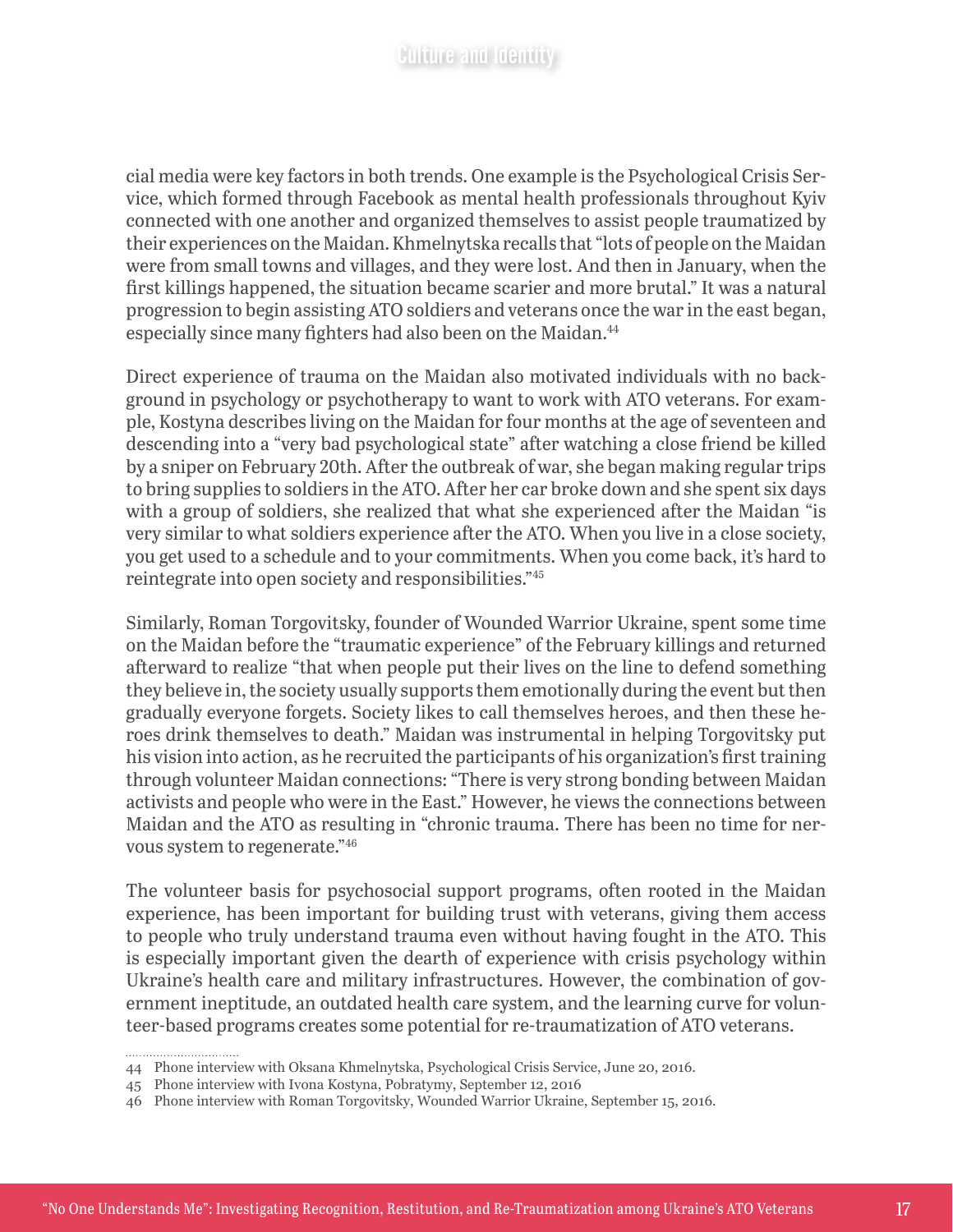cial media were key factors in both trends. One example is the Psychological Crisis Service, which formed through Facebook as mental health professionals throughout Kyiv connected with one another and organized themselves to assist people traumatized by their experiences on the Maidan. Khmelnytska recalls that "lots of people on the Maidan were from small towns and villages, and they were lost. And then in January, when the first killings happened, the situation became scarier and more brutal." It was a natural progression to begin assisting ATO soldiers and veterans once the war in the east began, especially since many fighters had also been on the Maidan.[44]

Direct experience of trauma on the Maidan also motivated individuals with no background in psychology or psychotherapy to want to work with ATO veterans. For example, Kostyna describes living on the Maidan for four months at the age of seventeen and descending into a "very bad psychological state" after watching a close friend be killed by a sniper on February 20th. After the outbreak of war, she began making regular trips to bring supplies to soldiers in the ATO. After her car broke down and she spent six days with a group of soldiers, she realized that what she experienced after the Maidan "is very similar to what soldiers experience after the ATO. When you live in a close society, you get used to a schedule and to your commitments. When you come back, it's hard to reintegrate into open society and responsibilities."[45]

Similarly, Roman Torgovitsky, founder of Wounded Warrior Ukraine, spent some time on the Maidan before the "traumatic experience" of the February killings and returned afterward to realize "that when people put their lives on the line to defend something they believe in, the society usually supports them emotionally during the event but then gradually everyone forgets. Society likes to call themselves heroes, and then these heroes drink themselves to death." Maidan was instrumental in helping Torgovitsky put his vision into action, as he recruited the participants of his organization's first training through volunteer Maidan connections: "There is very strong bonding between Maidan activists and people who were in the East." However, he views the connections between Maidan and the ATO as resulting in "chronic trauma. There has been no time for nervous system to regenerate."[46]

The volunteer basis for psychosocial support programs, often rooted in the Maidan experience, has been important for building trust with veterans, giving them access to people who truly understand trauma even without having fought in the ATO. This is especially important given the dearth of experience with crisis psychology within Ukraine's health care and military infrastructures. However, the combination of government ineptitude, an outdated health care system, and the learning curve for volunteer-based programs creates some potential for re-traumatization of ATO veterans.

---

44 Phone interview with Oksana Khmelnytska, Psychological Crisis Service, June 20, 2016.

45 Phone interview with Ivona Kostyna, Pobratymy, September 12, 2016

46 Phone interview with Roman Torgovitsky, Wounded Warrior Ukraine, September 15, 2016.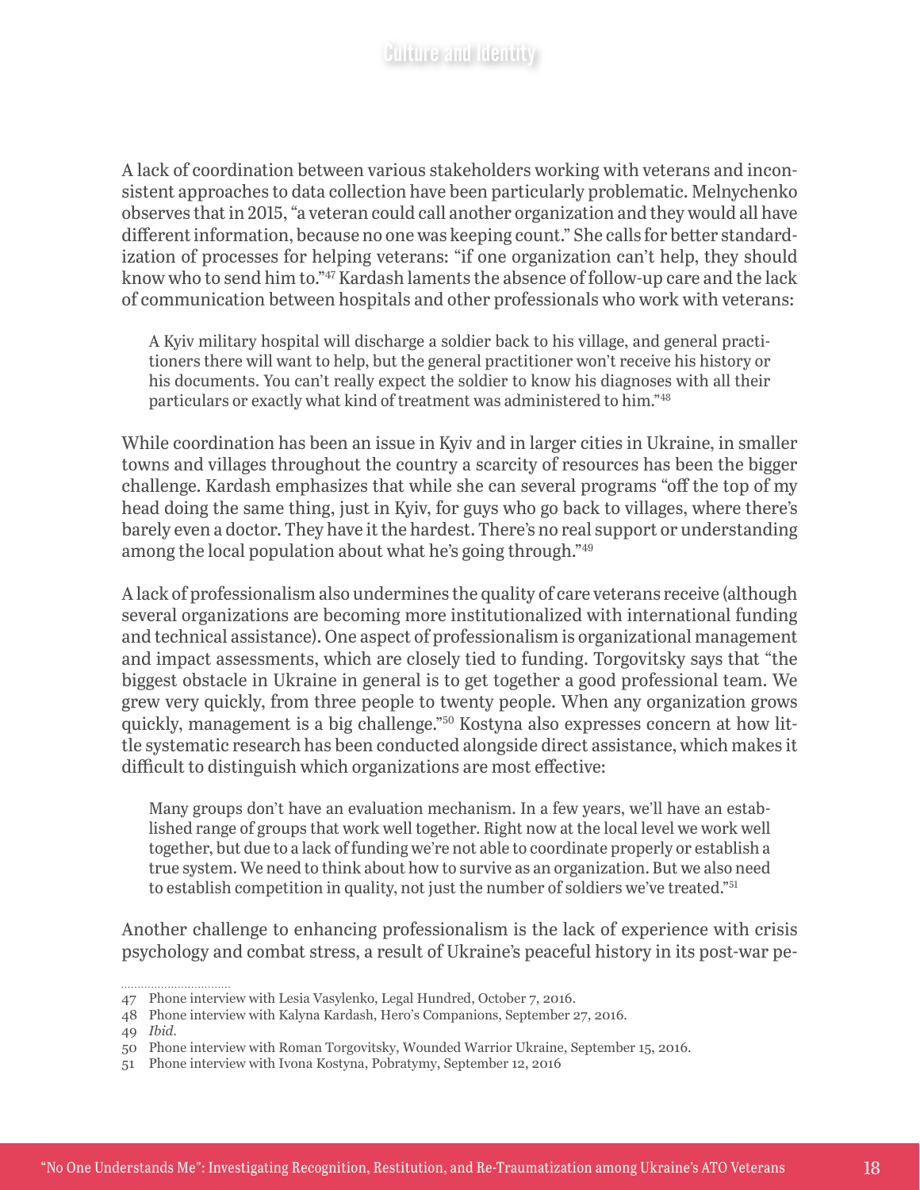A lack of coordination between various stakeholders working with veterans and inconsistent approaches to data collection have been particularly problematic. Melnychenko observes that in 2015, "a veteran could call another organization and they would all have different information, because no one was keeping count." She calls for better standardization of processes for helping veterans: "if one organization can't help, they should know who to send him to."[47] Kardash laments the absence of follow-up care and the lack of communication between hospitals and other professionals who work with veterans:

> A Kyiv military hospital will discharge a soldier back to his village, and general practitioners there will want to help, but the general practitioner won't receive his history or his documents. You can't really expect the soldier to know his diagnoses with all their particulars or exactly what kind of treatment was administered to him."[48]

While coordination has been an issue in Kyiv and in larger cities in Ukraine, in smaller towns and villages throughout the country a scarcity of resources has been the bigger challenge. Kardash emphasizes that while she can several programs "off the top of my head doing the same thing, just in Kyiv, for guys who go back to villages, where there's barely even a doctor. They have it the hardest. There's no real support or understanding among the local population about what he's going through."[49]

A lack of professionalism also undermines the quality of care veterans receive (although several organizations are becoming more institutionalized with international funding and technical assistance). One aspect of professionalism is organizational management and impact assessments, which are closely tied to funding. Torgovitsky says that "the biggest obstacle in Ukraine in general is to get together a good professional team. We grew very quickly, from three people to twenty people. When any organization grows quickly, management is a big challenge."[50] Kostyna also expresses concern at how little systematic research has been conducted alongside direct assistance, which makes it difficult to distinguish which organizations are most effective:

> Many groups don't have an evaluation mechanism. In a few years, we'll have an established range of groups that work well together. Right now at the local level we work well together, but due to a lack of funding we're not able to coordinate properly or establish a true system. We need to think about how to survive as an organization. But we also need to establish competition in quality, not just the number of soldiers we've treated."[51]

Another challenge to enhancing professionalism is the lack of experience with crisis psychology and combat stress, a result of Ukraine's peaceful history in its post-war pe-

---

47 Phone interview with Lesia Vasylenko, Legal Hundred, October 7, 2016.

48 Phone interview with Kalyna Kardash, Hero's Companions, September 27, 2016.

49 *Ibid.*

50 Phone interview with Roman Torgovitsky, Wounded Warrior Ukraine, September 15, 2016.

51 Phone interview with Ivona Kostyna, Pobratymy, September 12, 2016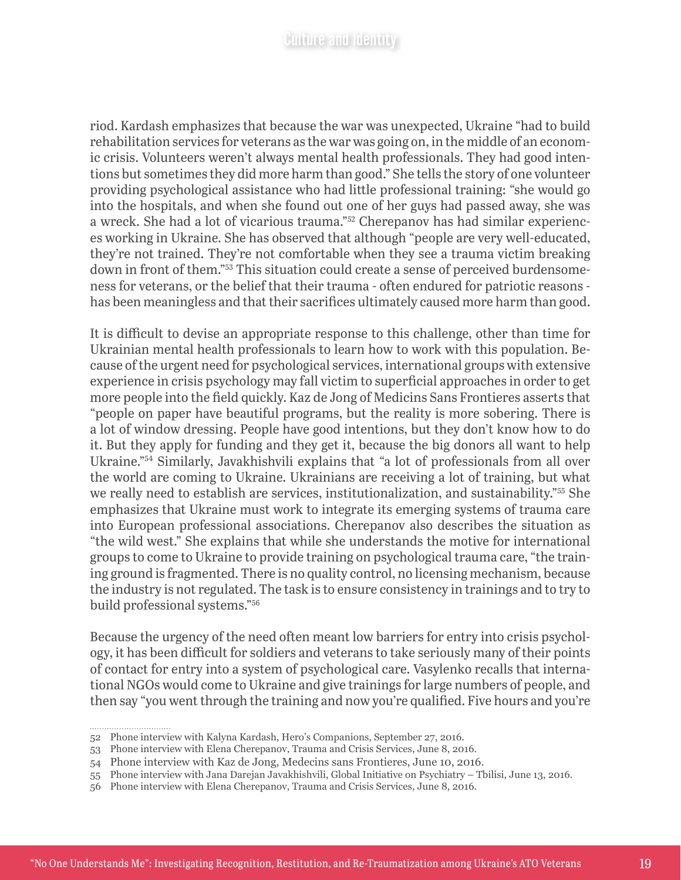riod. Kardash emphasizes that because the war was unexpected, Ukraine "had to build rehabilitation services for veterans as the war was going on, in the middle of an economic crisis. Volunteers weren't always mental health professionals. They had good intentions but sometimes they did more harm than good." She tells the story of one volunteer providing psychological assistance who had little professional training: "she would go into the hospitals, and when she found out one of her guys had passed away, she was a wreck. She had a lot of vicarious trauma."[52] Cherepanov has had similar experiences working in Ukraine. She has observed that although "people are very well-educated, they're not trained. They're not comfortable when they see a trauma victim breaking down in front of them."[53] This situation could create a sense of perceived burdensomeness for veterans, or the belief that their trauma - often endured for patriotic reasons - has been meaningless and that their sacrifices ultimately caused more harm than good.

It is difficult to devise an appropriate response to this challenge, other than time for Ukrainian mental health professionals to learn how to work with this population. Because of the urgent need for psychological services, international groups with extensive experience in crisis psychology may fall victim to superficial approaches in order to get more people into the field quickly. Kaz de Jong of Medicins Sans Frontieres asserts that "people on paper have beautiful programs, but the reality is more sobering. There is a lot of window dressing. People have good intentions, but they don't know how to do it. But they apply for funding and they get it, because the big donors all want to help Ukraine."[54] Similarly, Javakhishvili explains that "a lot of professionals from all over the world are coming to Ukraine. Ukrainians are receiving a lot of training, but what we really need to establish are services, institutionalization, and sustainability."[55] She emphasizes that Ukraine must work to integrate its emerging systems of trauma care into European professional associations. Cherepanov also describes the situation as "the wild west." She explains that while she understands the motive for international groups to come to Ukraine to provide training on psychological trauma care, "the training ground is fragmented. There is no quality control, no licensing mechanism, because the industry is not regulated. The task is to ensure consistency in trainings and to try to build professional systems."[56]

Because the urgency of the need often meant low barriers for entry into crisis psychology, it has been difficult for soldiers and veterans to take seriously many of their points of contact for entry into a system of psychological care. Vasylenko recalls that international NGOs would come to Ukraine and give trainings for large numbers of people, and then say "you went through the training and now you're qualified. Five hours and you're

---

52 Phone interview with Kalyna Kardash, Hero's Companions, September 27, 2016.

53 Phone interview with Elena Cherepanov, Trauma and Crisis Services, June 8, 2016.

54 Phone interview with Kaz de Jong, Medecins sans Frontieres, June 10, 2016.

55 Phone interview with Jana Darejan Javakhishvili, Global Initiative on Psychiatry – Tbilisi, June 13, 2016.

56 Phone interview with Elena Cherepanov, Trauma and Crisis Services, June 8, 2016.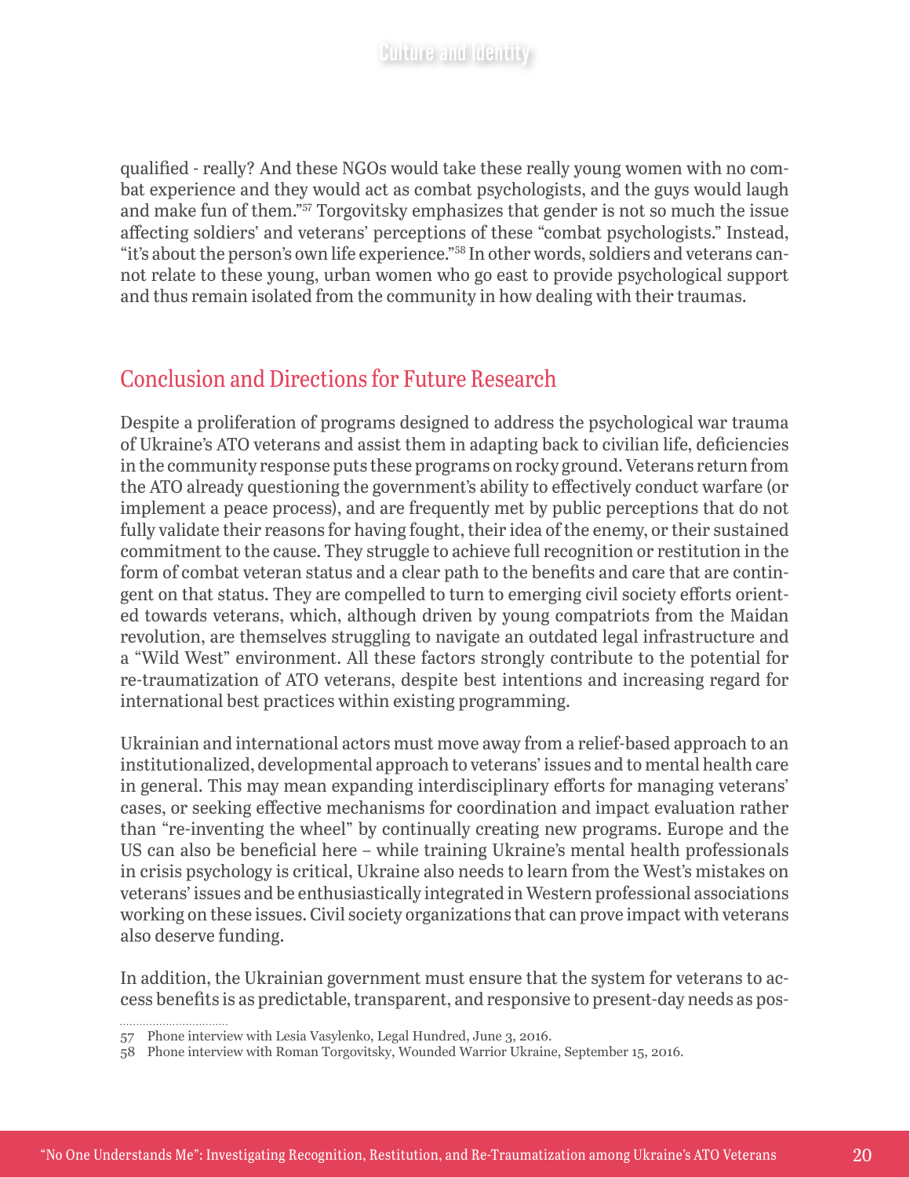qualified - really? And these NGOs would take these really young women with no combat experience and they would act as combat psychologists, and the guys would laugh and make fun of them."[57] Torgovitsky emphasizes that gender is not so much the issue affecting soldiers' and veterans' perceptions of these "combat psychologists." Instead, "it's about the person's own life experience."[58] In other words, soldiers and veterans cannot relate to these young, urban women who go east to provide psychological support and thus remain isolated from the community in how dealing with their traumas.

## Conclusion and Directions for Future Research

Despite a proliferation of programs designed to address the psychological war trauma of Ukraine's ATO veterans and assist them in adapting back to civilian life, deficiencies in the community response puts these programs on rocky ground. Veterans return from the ATO already questioning the government's ability to effectively conduct warfare (or implement a peace process), and are frequently met by public perceptions that do not fully validate their reasons for having fought, their idea of the enemy, or their sustained commitment to the cause. They struggle to achieve full recognition or restitution in the form of combat veteran status and a clear path to the benefits and care that are contingent on that status. They are compelled to turn to emerging civil society efforts oriented towards veterans, which, although driven by young compatriots from the Maidan revolution, are themselves struggling to navigate an outdated legal infrastructure and a "Wild West" environment. All these factors strongly contribute to the potential for re-traumatization of ATO veterans, despite best intentions and increasing regard for international best practices within existing programming.

Ukrainian and international actors must move away from a relief-based approach to an institutionalized, developmental approach to veterans' issues and to mental health care in general. This may mean expanding interdisciplinary efforts for managing veterans' cases, or seeking effective mechanisms for coordination and impact evaluation rather than "re-inventing the wheel" by continually creating new programs. Europe and the US can also be beneficial here – while training Ukraine's mental health professionals in crisis psychology is critical, Ukraine also needs to learn from the West's mistakes on veterans' issues and be enthusiastically integrated in Western professional associations working on these issues. Civil society organizations that can prove impact with veterans also deserve funding.

In addition, the Ukrainian government must ensure that the system for veterans to access benefits is as predictable, transparent, and responsive to present-day needs as pos-

---

57 Phone interview with Lesia Vasylenko, Legal Hundred, June 3, 2016.

58 Phone interview with Roman Torgovitsky, Wounded Warrior Ukraine, September 15, 2016.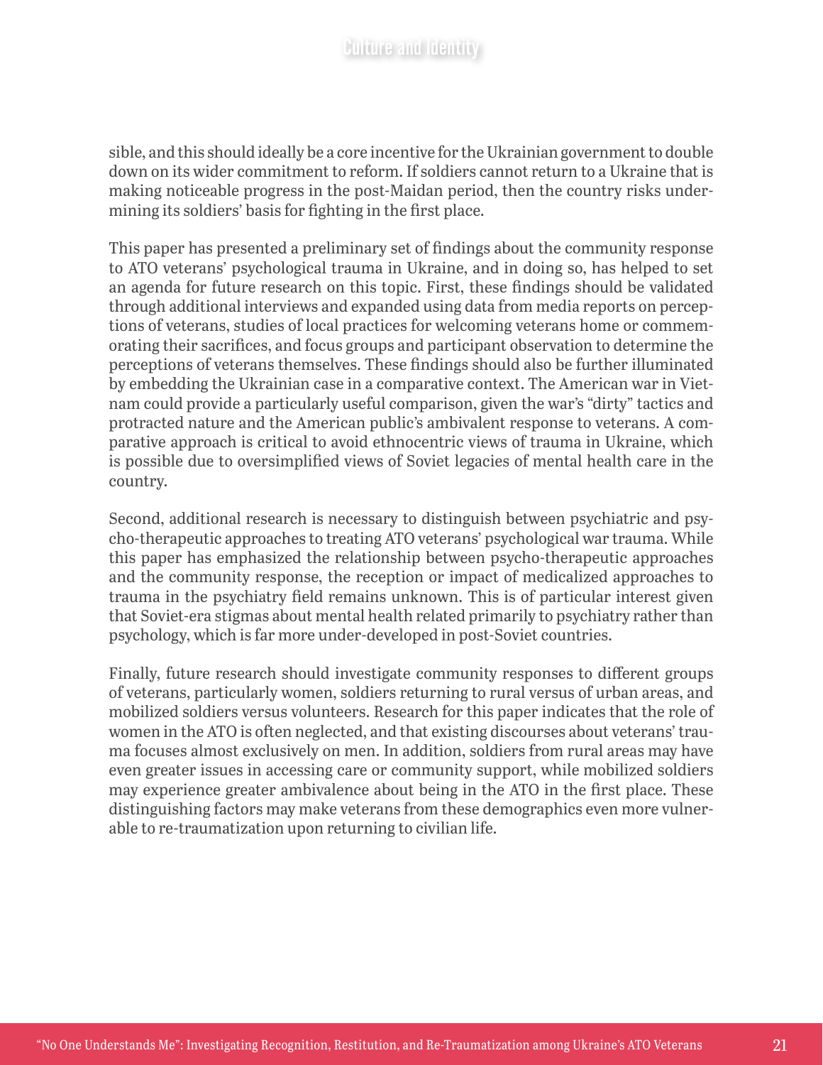sible, and this should ideally be a core incentive for the Ukrainian government to double down on its wider commitment to reform. If soldiers cannot return to a Ukraine that is making noticeable progress in the post-Maidan period, then the country risks undermining its soldiers' basis for fighting in the first place.

This paper has presented a preliminary set of findings about the community response to ATO veterans' psychological trauma in Ukraine, and in doing so, has helped to set an agenda for future research on this topic. First, these findings should be validated through additional interviews and expanded using data from media reports on perceptions of veterans, studies of local practices for welcoming veterans home or commemorating their sacrifices, and focus groups and participant observation to determine the perceptions of veterans themselves. These findings should also be further illuminated by embedding the Ukrainian case in a comparative context. The American war in Vietnam could provide a particularly useful comparison, given the war's "dirty" tactics and protracted nature and the American public's ambivalent response to veterans. A comparative approach is critical to avoid ethnocentric views of trauma in Ukraine, which is possible due to oversimplified views of Soviet legacies of mental health care in the country.

Second, additional research is necessary to distinguish between psychiatric and psycho-therapeutic approaches to treating ATO veterans' psychological war trauma. While this paper has emphasized the relationship between psycho-therapeutic approaches and the community response, the reception or impact of medicalized approaches to trauma in the psychiatry field remains unknown. This is of particular interest given that Soviet-era stigmas about mental health related primarily to psychiatry rather than psychology, which is far more under-developed in post-Soviet countries.

Finally, future research should investigate community responses to different groups of veterans, particularly women, soldiers returning to rural versus of urban areas, and mobilized soldiers versus volunteers. Research for this paper indicates that the role of women in the ATO is often neglected, and that existing discourses about veterans' trauma focuses almost exclusively on men. In addition, soldiers from rural areas may have even greater issues in accessing care or community support, while mobilized soldiers may experience greater ambivalence about being in the ATO in the first place. These distinguishing factors may make veterans from these demographics even more vulnerable to re-traumatization upon returning to civilian life.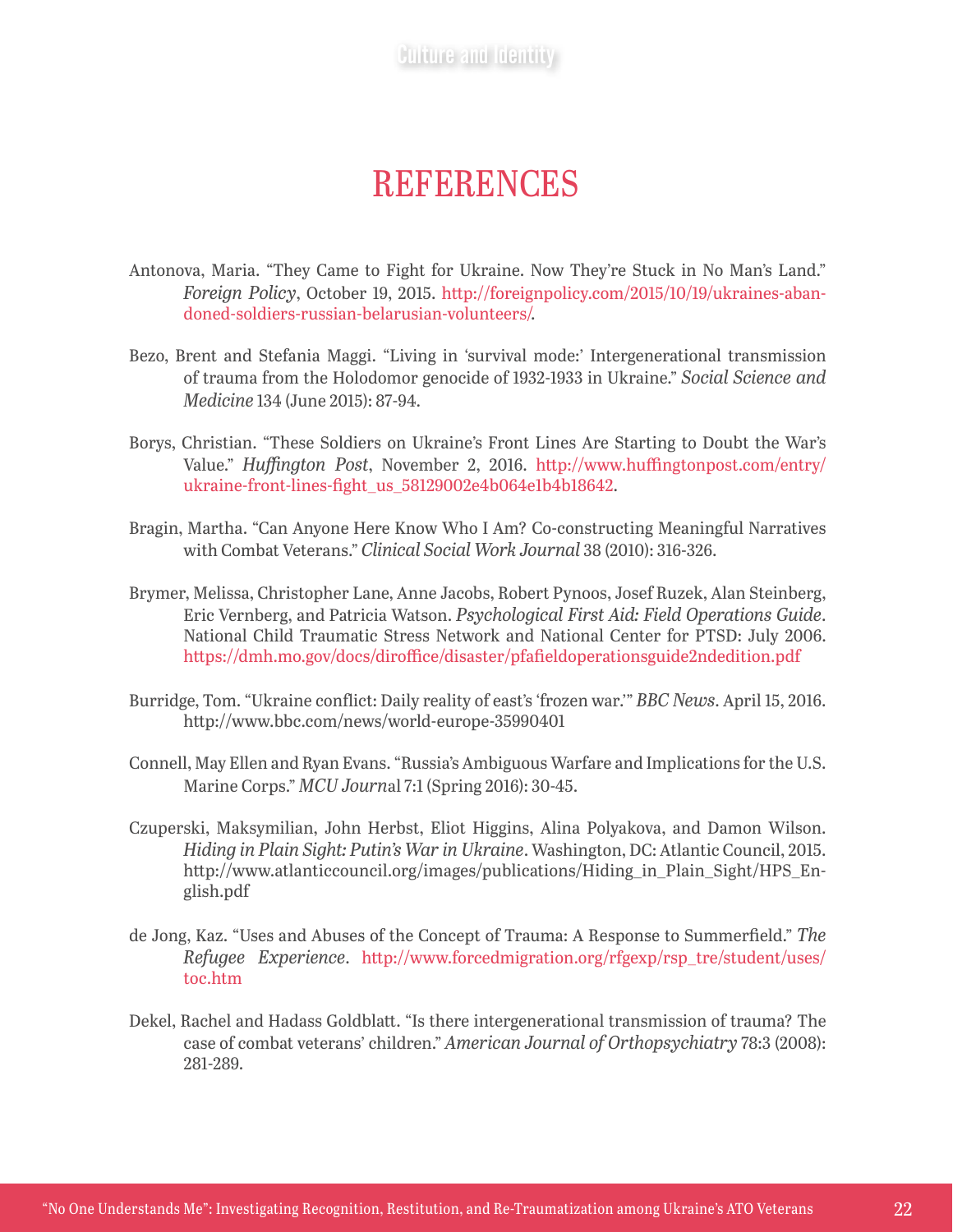# REFERENCES

Antonova, Maria. "They Came to Fight for Ukraine. Now They're Stuck in No Man's Land." *Foreign Policy*, October 19, 2015. http://foreignpolicy.com/2015/10/19/ukraines-abandoned-soldiers-russian-belarusian-volunteers/.

Bezo, Brent and Stefania Maggi. "Living in 'survival mode:' Intergenerational transmission of trauma from the Holodomor genocide of 1932-1933 in Ukraine." *Social Science and Medicine* 134 (June 2015): 87-94.

Borys, Christian. "These Soldiers on Ukraine's Front Lines Are Starting to Doubt the War's Value." *Huffington Post*, November 2, 2016. http://www.huffingtonpost.com/entry/ukraine-front-lines-fight_us_58129002e4b064e1b4b18642.

Bragin, Martha. "Can Anyone Here Know Who I Am? Co-constructing Meaningful Narratives with Combat Veterans." *Clinical Social Work Journal* 38 (2010): 316-326.

Brymer, Melissa, Christopher Lane, Anne Jacobs, Robert Pynoos, Josef Ruzek, Alan Steinberg, Eric Vernberg, and Patricia Watson. *Psychological First Aid: Field Operations Guide*. National Child Traumatic Stress Network and National Center for PTSD: July 2006. https://dmh.mo.gov/docs/diroffice/disaster/pfafieldoperationsguide2ndedition.pdf

Burridge, Tom. "Ukraine conflict: Daily reality of east's 'frozen war.'" *BBC News*. April 15, 2016. http://www.bbc.com/news/world-europe-35990401

Connell, May Ellen and Ryan Evans. "Russia's Ambiguous Warfare and Implications for the U.S. Marine Corps." *MCU Journ*al 7:1 (Spring 2016): 30-45.

Czuperski, Maksymilian, John Herbst, Eliot Higgins, Alina Polyakova, and Damon Wilson. *Hiding in Plain Sight: Putin's War in Ukraine*. Washington, DC: Atlantic Council, 2015. http://www.atlanticcouncil.org/images/publications/Hiding_in_Plain_Sight/HPS_English.pdf

de Jong, Kaz. "Uses and Abuses of the Concept of Trauma: A Response to Summerfield." *The Refugee Experience*. http://www.forcedmigration.org/rfgexp/rsp_tre/student/uses/toc.htm

Dekel, Rachel and Hadass Goldblatt. "Is there intergenerational transmission of trauma? The case of combat veterans' children." *American Journal of Orthopsychiatry* 78:3 (2008): 281-289.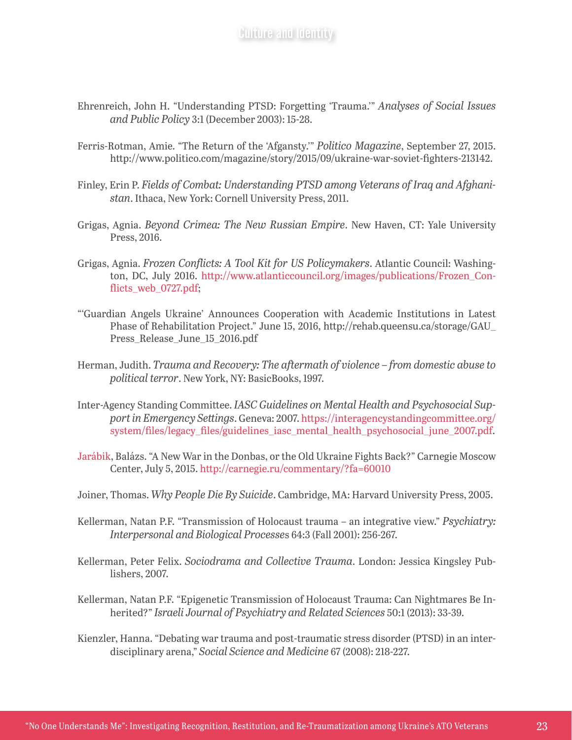Ehrenreich, John H. “Understanding PTSD: Forgetting ‘Trauma.’” *Analyses of Social Issues and Public Policy* 3:1 (December 2003): 15-28.

Ferris-Rotman, Amie. “The Return of the ‘Afgansty.’” *Politico Magazine*, September 27, 2015. http://www.politico.com/magazine/story/2015/09/ukraine-war-soviet-fighters-213142.

Finley, Erin P. *Fields of Combat: Understanding PTSD among Veterans of Iraq and Afghanistan*. Ithaca, New York: Cornell University Press, 2011.

Grigas, Agnia. *Beyond Crimea: The New Russian Empire*. New Haven, CT: Yale University Press, 2016.

Grigas, Agnia. *Frozen Conflicts: A Tool Kit for US Policymakers*. Atlantic Council: Washington, DC, July 2016. http://www.atlanticcouncil.org/images/publications/Frozen_Conflicts_web_0727.pdf;

“‘Guardian Angels Ukraine’ Announces Cooperation with Academic Institutions in Latest Phase of Rehabilitation Project.” June 15, 2016, http://rehab.queensu.ca/storage/GAU_Press_Release_June_15_2016.pdf

Herman, Judith. *Trauma and Recovery: The aftermath of violence – from domestic abuse to political terror*. New York, NY: BasicBooks, 1997.

Inter-Agency Standing Committee. *IASC Guidelines on Mental Health and Psychosocial Support in Emergency Settings*. Geneva: 2007. https://interagencystandingcommittee.org/system/files/legacy_files/guidelines_iasc_mental_health_psychosocial_june_2007.pdf.

Jarábik, Balázs. “A New War in the Donbas, or the Old Ukraine Fights Back?” Carnegie Moscow Center, July 5, 2015. http://carnegie.ru/commentary/?fa=60010

Joiner, Thomas. *Why People Die By Suicide*. Cambridge, MA: Harvard University Press, 2005.

Kellerman, Natan P.F. “Transmission of Holocaust trauma – an integrative view.” *Psychiatry: Interpersonal and Biological Processes* 64:3 (Fall 2001): 256-267.

Kellerman, Peter Felix. *Sociodrama and Collective Trauma*. London: Jessica Kingsley Publishers, 2007.

Kellerman, Natan P.F. “Epigenetic Transmission of Holocaust Trauma: Can Nightmares Be Inherited?” *Israeli Journal of Psychiatry and Related Sciences* 50:1 (2013): 33-39.

Kienzler, Hanna. “Debating war trauma and post-traumatic stress disorder (PTSD) in an interdisciplinary arena,” *Social Science and Medicine* 67 (2008): 218-227.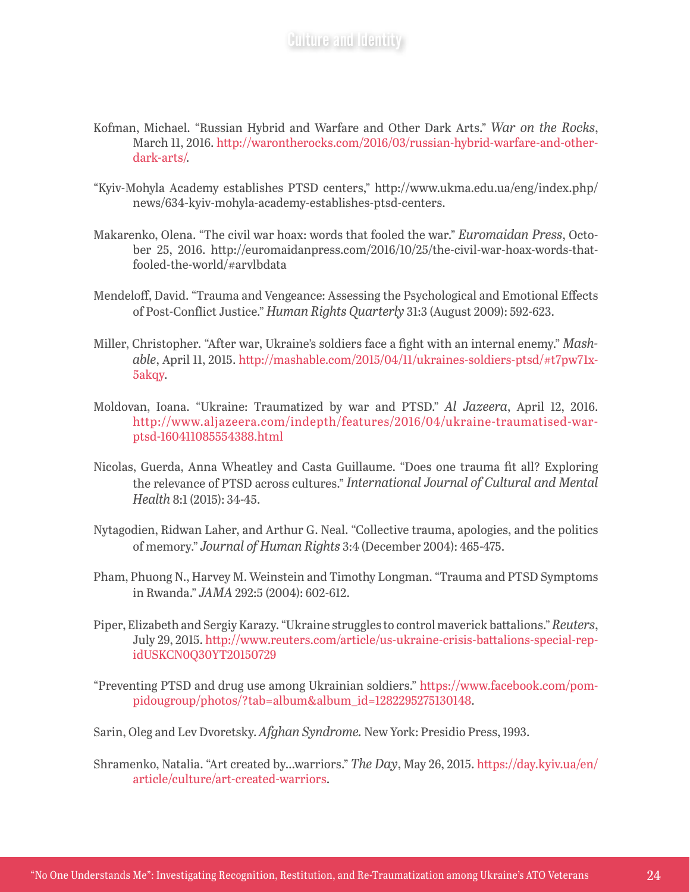Kofman, Michael. "Russian Hybrid and Warfare and Other Dark Arts." *War on the Rocks*, March 11, 2016. http://warontherocks.com/2016/03/russian-hybrid-warfare-and-other-dark-arts/.

"Kyiv-Mohyla Academy establishes PTSD centers," http://www.ukma.edu.ua/eng/index.php/news/634-kyiv-mohyla-academy-establishes-ptsd-centers.

Makarenko, Olena. "The civil war hoax: words that fooled the war." *Euromaidan Press*, October 25, 2016. http://euromaidanpress.com/2016/10/25/the-civil-war-hoax-words-that-fooled-the-world/#arvlbdata

Mendeloff, David. "Trauma and Vengeance: Assessing the Psychological and Emotional Effects of Post-Conflict Justice." *Human Rights Quarterly* 31:3 (August 2009): 592-623.

Miller, Christopher. "After war, Ukraine's soldiers face a fight with an internal enemy." *Mashable*, April 11, 2015. http://mashable.com/2015/04/11/ukraines-soldiers-ptsd/#t7pw71x5akqy.

Moldovan, Ioana. "Ukraine: Traumatized by war and PTSD." *Al Jazeera*, April 12, 2016. http://www.aljazeera.com/indepth/features/2016/04/ukraine-traumatised-war-ptsd-160411085554388.html

Nicolas, Guerda, Anna Wheatley and Casta Guillaume. "Does one trauma fit all? Exploring the relevance of PTSD across cultures." *International Journal of Cultural and Mental Health* 8:1 (2015): 34-45.

Nytagodien, Ridwan Laher, and Arthur G. Neal. "Collective trauma, apologies, and the politics of memory." *Journal of Human Rights* 3:4 (December 2004): 465-475.

Pham, Phuong N., Harvey M. Weinstein and Timothy Longman. "Trauma and PTSD Symptoms in Rwanda." *JAMA* 292:5 (2004): 602-612.

Piper, Elizabeth and Sergiy Karazy. "Ukraine struggles to control maverick battalions." *Reuters*, July 29, 2015. http://www.reuters.com/article/us-ukraine-crisis-battalions-special-rep-idUSKCN0Q30YT20150729

"Preventing PTSD and drug use among Ukrainian soldiers." https://www.facebook.com/pompidougroup/photos/?tab=album&album_id=1282295275130148.

Sarin, Oleg and Lev Dvoretsky. *Afghan Syndrome.* New York: Presidio Press, 1993.

Shramenko, Natalia. "Art created by…warriors." *The Day*, May 26, 2015. https://day.kyiv.ua/en/article/culture/art-created-warriors.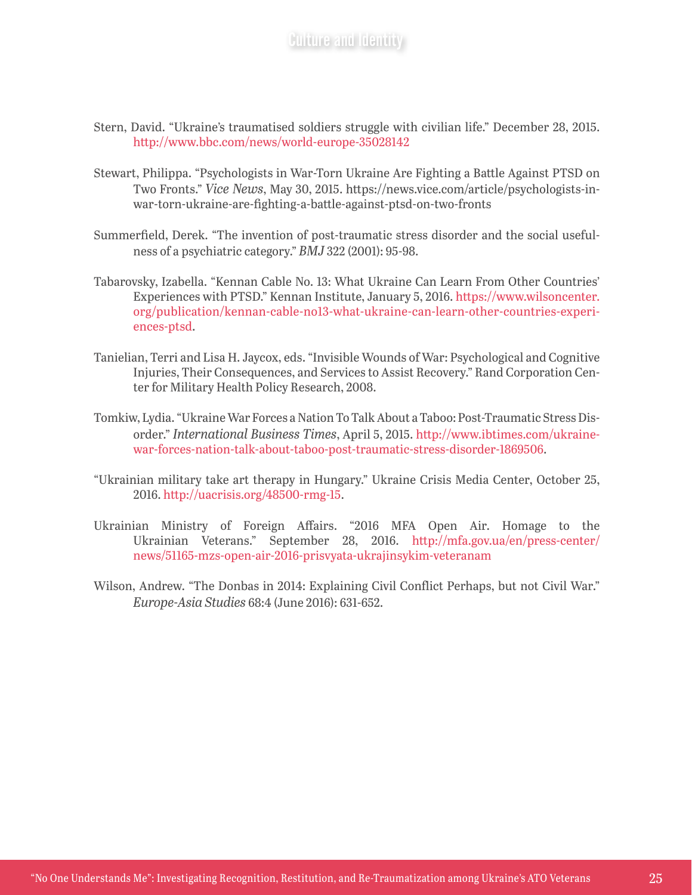Stern, David. "Ukraine's traumatised soldiers struggle with civilian life." December 28, 2015. http://www.bbc.com/news/world-europe-35028142

Stewart, Philippa. "Psychologists in War-Torn Ukraine Are Fighting a Battle Against PTSD on Two Fronts." *Vice News*, May 30, 2015. https://news.vice.com/article/psychologists-in-war-torn-ukraine-are-fighting-a-battle-against-ptsd-on-two-fronts

Summerfield, Derek. "The invention of post-traumatic stress disorder and the social usefulness of a psychiatric category." *BMJ* 322 (2001): 95-98.

Tabarovsky, Izabella. "Kennan Cable No. 13: What Ukraine Can Learn From Other Countries' Experiences with PTSD." Kennan Institute, January 5, 2016. https://www.wilsoncenter.org/publication/kennan-cable-no13-what-ukraine-can-learn-other-countries-experiences-ptsd.

Tanielian, Terri and Lisa H. Jaycox, eds. "Invisible Wounds of War: Psychological and Cognitive Injuries, Their Consequences, and Services to Assist Recovery." Rand Corporation Center for Military Health Policy Research, 2008.

Tomkiw, Lydia. "Ukraine War Forces a Nation To Talk About a Taboo: Post-Traumatic Stress Disorder." *International Business Times*, April 5, 2015. http://www.ibtimes.com/ukraine-war-forces-nation-talk-about-taboo-post-traumatic-stress-disorder-1869506.

"Ukrainian military take art therapy in Hungary." Ukraine Crisis Media Center, October 25, 2016. http://uacrisis.org/48500-rmg-15.

Ukrainian Ministry of Foreign Affairs. "2016 MFA Open Air. Homage to the Ukrainian Veterans." September 28, 2016. http://mfa.gov.ua/en/press-center/news/51165-mzs-open-air-2016-prisvyata-ukrajinsykim-veteranam

Wilson, Andrew. "The Donbas in 2014: Explaining Civil Conflict Perhaps, but not Civil War." *Europe-Asia Studies* 68:4 (June 2016): 631-652.